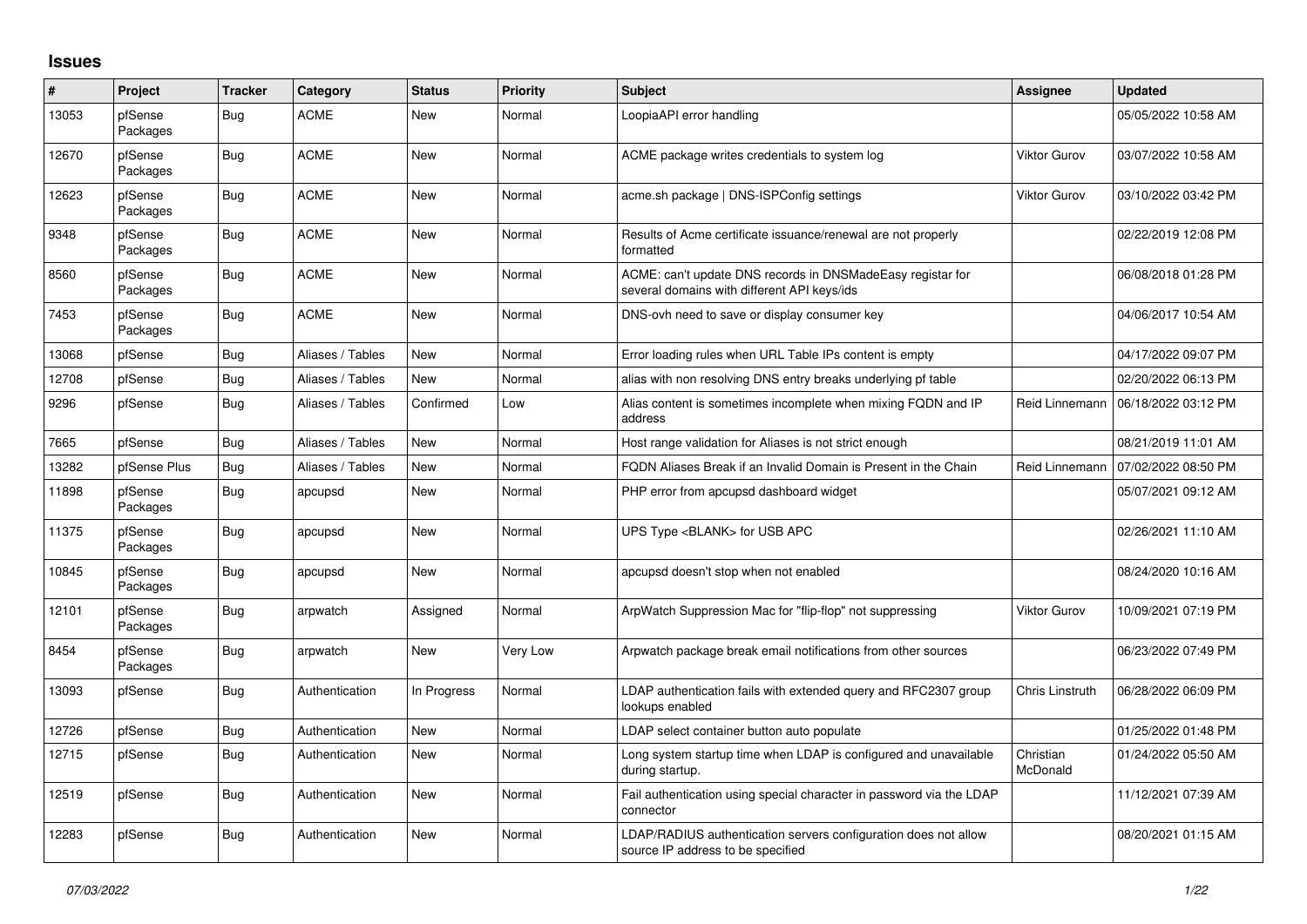## Issues

| # | Project | Tracker | Category | Status | Priority | Subject | Assignee | Updated |
|---|---|---|---|---|---|---|---|---|
| 13053 | pfSense Packages | Bug | ACME | New | Normal | LoopiaAPI error handling | | 05/05/2022 10:58 AM |
| 12670 | pfSense Packages | Bug | ACME | New | Normal | ACME package writes credentials to system log | Viktor Gurov | 03/07/2022 10:58 AM |
| 12623 | pfSense Packages | Bug | ACME | New | Normal | acme.sh package \| DNS-ISPConfig settings | Viktor Gurov | 03/10/2022 03:42 PM |
| 9348 | pfSense Packages | Bug | ACME | New | Normal | Results of Acme certificate issuance/renewal are not properly formatted | | 02/22/2019 12:08 PM |
| 8560 | pfSense Packages | Bug | ACME | New | Normal | ACME: can't update DNS records in DNSMadeEasy registar for several domains with different API keys/ids | | 06/08/2018 01:28 PM |
| 7453 | pfSense Packages | Bug | ACME | New | Normal | DNS-ovh need to save or display consumer key | | 04/06/2017 10:54 AM |
| 13068 | pfSense | Bug | Aliases / Tables | New | Normal | Error loading rules when URL Table IPs content is empty | | 04/17/2022 09:07 PM |
| 12708 | pfSense | Bug | Aliases / Tables | New | Normal | alias with non resolving DNS entry breaks underlying pf table | | 02/20/2022 06:13 PM |
| 9296 | pfSense | Bug | Aliases / Tables | Confirmed | Low | Alias content is sometimes incomplete when mixing FQDN and IP address | Reid Linnemann | 06/18/2022 03:12 PM |
| 7665 | pfSense | Bug | Aliases / Tables | New | Normal | Host range validation for Aliases is not strict enough | | 08/21/2019 11:01 AM |
| 13282 | pfSense Plus | Bug | Aliases / Tables | New | Normal | FQDN Aliases Break if an Invalid Domain is Present in the Chain | Reid Linnemann | 07/02/2022 08:50 PM |
| 11898 | pfSense Packages | Bug | apcupsd | New | Normal | PHP error from apcupsd dashboard widget | | 05/07/2021 09:12 AM |
| 11375 | pfSense Packages | Bug | apcupsd | New | Normal | UPS Type <BLANK> for USB APC | | 02/26/2021 11:10 AM |
| 10845 | pfSense Packages | Bug | apcupsd | New | Normal | apcupsd doesn't stop when not enabled | | 08/24/2020 10:16 AM |
| 12101 | pfSense Packages | Bug | arpwatch | Assigned | Normal | ArpWatch Suppression Mac for "flip-flop" not suppressing | Viktor Gurov | 10/09/2021 07:19 PM |
| 8454 | pfSense Packages | Bug | arpwatch | New | Very Low | Arpwatch package break email notifications from other sources | | 06/23/2022 07:49 PM |
| 13093 | pfSense | Bug | Authentication | In Progress | Normal | LDAP authentication fails with extended query and RFC2307 group lookups enabled | Chris Linstruth | 06/28/2022 06:09 PM |
| 12726 | pfSense | Bug | Authentication | New | Normal | LDAP select container button auto populate | | 01/25/2022 01:48 PM |
| 12715 | pfSense | Bug | Authentication | New | Normal | Long system startup time when LDAP is configured and unavailable during startup. | Christian McDonald | 01/24/2022 05:50 AM |
| 12519 | pfSense | Bug | Authentication | New | Normal | Fail authentication using special character in password via the LDAP connector | | 11/12/2021 07:39 AM |
| 12283 | pfSense | Bug | Authentication | New | Normal | LDAP/RADIUS authentication servers configuration does not allow source IP address to be specified | | 08/20/2021 01:15 AM |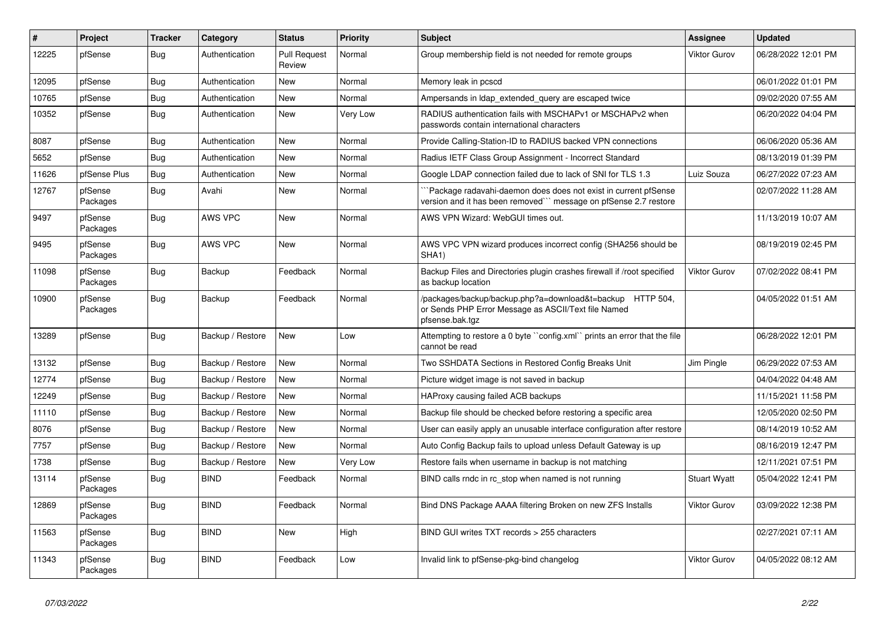| # | Project | Tracker | Category | Status | Priority | Subject | Assignee | Updated |
|---|---|---|---|---|---|---|---|---|
| 12225 | pfSense | Bug | Authentication | Pull Request Review | Normal | Group membership field is not needed for remote groups | Viktor Gurov | 06/28/2022 12:01 PM |
| 12095 | pfSense | Bug | Authentication | New | Normal | Memory leak in pcscd | | 06/01/2022 01:01 PM |
| 10765 | pfSense | Bug | Authentication | New | Normal | Ampersands in ldap_extended_query are escaped twice | | 09/02/2020 07:55 AM |
| 10352 | pfSense | Bug | Authentication | New | Very Low | RADIUS authentication fails with MSCHAPv1 or MSCHAPv2 when passwords contain international characters | | 06/20/2022 04:04 PM |
| 8087 | pfSense | Bug | Authentication | New | Normal | Provide Calling-Station-ID to RADIUS backed VPN connections | | 06/06/2020 05:36 AM |
| 5652 | pfSense | Bug | Authentication | New | Normal | Radius IETF Class Group Assignment - Incorrect Standard | | 08/13/2019 01:39 PM |
| 11626 | pfSense Plus | Bug | Authentication | New | Normal | Google LDAP connection failed due to lack of SNI for TLS 1.3 | Luiz Souza | 06/27/2022 07:23 AM |
| 12767 | pfSense Packages | Bug | Avahi | New | Normal | ```Package radavahi-daemon does does not exist in current pfSense version and it has been removed``` message on pfSense 2.7 restore | | 02/07/2022 11:28 AM |
| 9497 | pfSense Packages | Bug | AWS VPC | New | Normal | AWS VPN Wizard: WebGUI times out. | | 11/13/2019 10:07 AM |
| 9495 | pfSense Packages | Bug | AWS VPC | New | Normal | AWS VPC VPN wizard produces incorrect config (SHA256 should be SHA1) | | 08/19/2019 02:45 PM |
| 11098 | pfSense Packages | Bug | Backup | Feedback | Normal | Backup Files and Directories plugin crashes firewall if /root specified as backup location | Viktor Gurov | 07/02/2022 08:41 PM |
| 10900 | pfSense Packages | Bug | Backup | Feedback | Normal | /packages/backup/backup.php?a=download&t=backup HTTP 504, or Sends PHP Error Message as ASCII/Text file Named pfsense.bak.tgz | | 04/05/2022 01:51 AM |
| 13289 | pfSense | Bug | Backup / Restore | New | Low | Attempting to restore a 0 byte ``config.xml`` prints an error that the file cannot be read | | 06/28/2022 12:01 PM |
| 13132 | pfSense | Bug | Backup / Restore | New | Normal | Two SSHDATA Sections in Restored Config Breaks Unit | Jim Pingle | 06/29/2022 07:53 AM |
| 12774 | pfSense | Bug | Backup / Restore | New | Normal | Picture widget image is not saved in backup | | 04/04/2022 04:48 AM |
| 12249 | pfSense | Bug | Backup / Restore | New | Normal | HAProxy causing failed ACB backups | | 11/15/2021 11:58 PM |
| 11110 | pfSense | Bug | Backup / Restore | New | Normal | Backup file should be checked before restoring a specific area | | 12/05/2020 02:50 PM |
| 8076 | pfSense | Bug | Backup / Restore | New | Normal | User can easily apply an unusable interface configuration after restore | | 08/14/2019 10:52 AM |
| 7757 | pfSense | Bug | Backup / Restore | New | Normal | Auto Config Backup fails to upload unless Default Gateway is up | | 08/16/2019 12:47 PM |
| 1738 | pfSense | Bug | Backup / Restore | New | Very Low | Restore fails when username in backup is not matching | | 12/11/2021 07:51 PM |
| 13114 | pfSense Packages | Bug | BIND | Feedback | Normal | BIND calls rndc in rc_stop when named is not running | Stuart Wyatt | 05/04/2022 12:41 PM |
| 12869 | pfSense Packages | Bug | BIND | Feedback | Normal | Bind DNS Package AAAA filtering Broken on new ZFS Installs | Viktor Gurov | 03/09/2022 12:38 PM |
| 11563 | pfSense Packages | Bug | BIND | New | High | BIND GUI writes TXT records > 255 characters | | 02/27/2021 07:11 AM |
| 11343 | pfSense Packages | Bug | BIND | Feedback | Low | Invalid link to pfSense-pkg-bind changelog | Viktor Gurov | 04/05/2022 08:12 AM |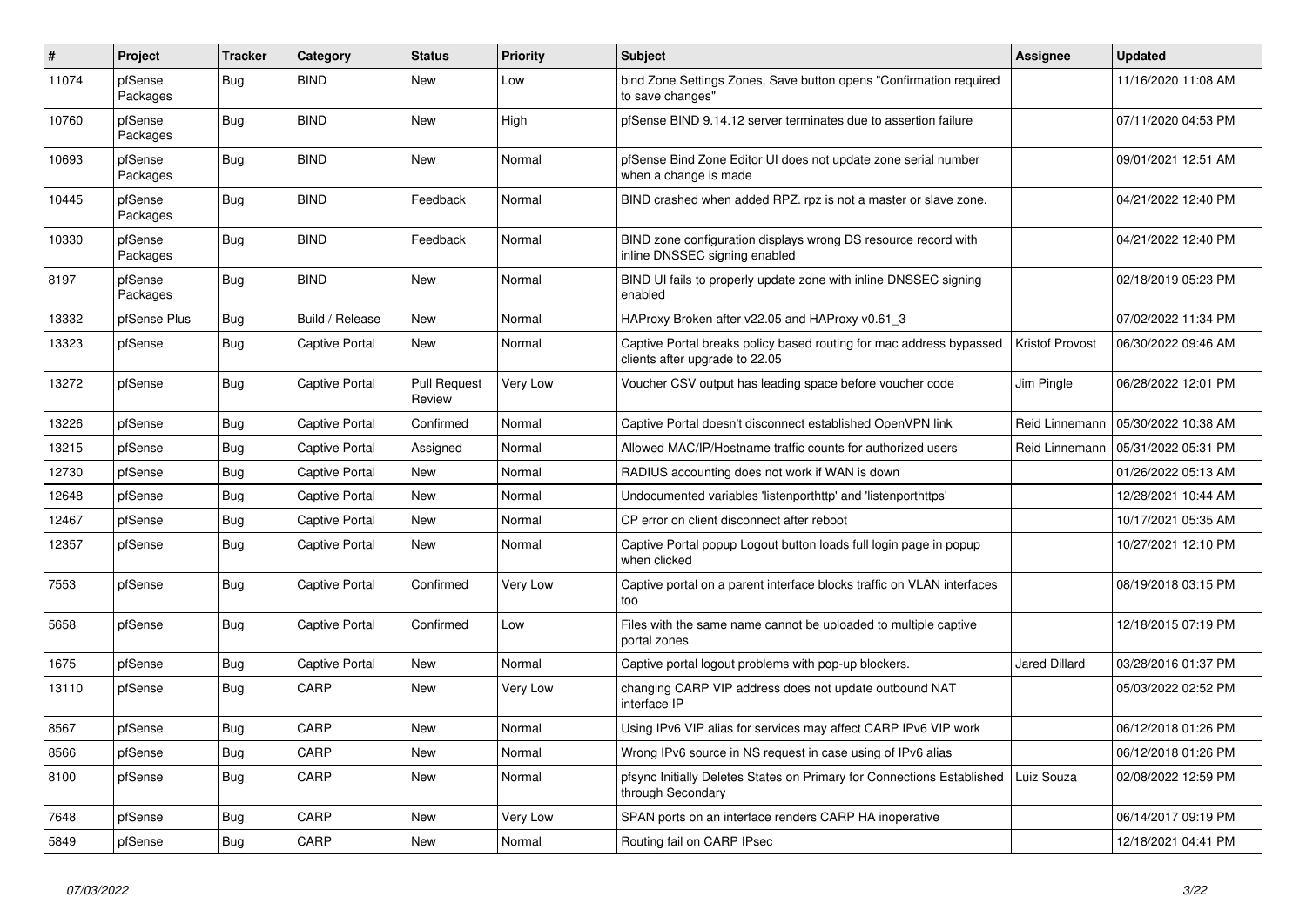| # | Project | Tracker | Category | Status | Priority | Subject | Assignee | Updated |
|---|---|---|---|---|---|---|---|---|
| 11074 | pfSense Packages | Bug | BIND | New | Low | bind Zone Settings Zones, Save button opens "Confirmation required to save changes" | | 11/16/2020 11:08 AM |
| 10760 | pfSense Packages | Bug | BIND | New | High | pfSense BIND 9.14.12 server terminates due to assertion failure | | 07/11/2020 04:53 PM |
| 10693 | pfSense Packages | Bug | BIND | New | Normal | pfSense Bind Zone Editor UI does not update zone serial number when a change is made | | 09/01/2021 12:51 AM |
| 10445 | pfSense Packages | Bug | BIND | Feedback | Normal | BIND crashed when added RPZ. rpz is not a master or slave zone. | | 04/21/2022 12:40 PM |
| 10330 | pfSense Packages | Bug | BIND | Feedback | Normal | BIND zone configuration displays wrong DS resource record with inline DNSSEC signing enabled | | 04/21/2022 12:40 PM |
| 8197 | pfSense Packages | Bug | BIND | New | Normal | BIND UI fails to properly update zone with inline DNSSEC signing enabled | | 02/18/2019 05:23 PM |
| 13332 | pfSense Plus | Bug | Build / Release | New | Normal | HAProxy Broken after v22.05 and HAProxy v0.61_3 | | 07/02/2022 11:34 PM |
| 13323 | pfSense | Bug | Captive Portal | New | Normal | Captive Portal breaks policy based routing for mac address bypassed clients after upgrade to 22.05 | Kristof Provost | 06/30/2022 09:46 AM |
| 13272 | pfSense | Bug | Captive Portal | Pull Request Review | Very Low | Voucher CSV output has leading space before voucher code | Jim Pingle | 06/28/2022 12:01 PM |
| 13226 | pfSense | Bug | Captive Portal | Confirmed | Normal | Captive Portal doesn't disconnect established OpenVPN link | Reid Linnemann | 05/30/2022 10:38 AM |
| 13215 | pfSense | Bug | Captive Portal | Assigned | Normal | Allowed MAC/IP/Hostname traffic counts for authorized users | Reid Linnemann | 05/31/2022 05:31 PM |
| 12730 | pfSense | Bug | Captive Portal | New | Normal | RADIUS accounting does not work if WAN is down | | 01/26/2022 05:13 AM |
| 12648 | pfSense | Bug | Captive Portal | New | Normal | Undocumented variables 'listenporthttp' and 'listenporthttps' | | 12/28/2021 10:44 AM |
| 12467 | pfSense | Bug | Captive Portal | New | Normal | CP error on client disconnect after reboot | | 10/17/2021 05:35 AM |
| 12357 | pfSense | Bug | Captive Portal | New | Normal | Captive Portal popup Logout button loads full login page in popup when clicked | | 10/27/2021 12:10 PM |
| 7553 | pfSense | Bug | Captive Portal | Confirmed | Very Low | Captive portal on a parent interface blocks traffic on VLAN interfaces too | | 08/19/2018 03:15 PM |
| 5658 | pfSense | Bug | Captive Portal | Confirmed | Low | Files with the same name cannot be uploaded to multiple captive portal zones | | 12/18/2015 07:19 PM |
| 1675 | pfSense | Bug | Captive Portal | New | Normal | Captive portal logout problems with pop-up blockers. | Jared Dillard | 03/28/2016 01:37 PM |
| 13110 | pfSense | Bug | CARP | New | Very Low | changing CARP VIP address does not update outbound NAT interface IP | | 05/03/2022 02:52 PM |
| 8567 | pfSense | Bug | CARP | New | Normal | Using IPv6 VIP alias for services may affect CARP IPv6 VIP work | | 06/12/2018 01:26 PM |
| 8566 | pfSense | Bug | CARP | New | Normal | Wrong IPv6 source in NS request in case using of IPv6 alias | | 06/12/2018 01:26 PM |
| 8100 | pfSense | Bug | CARP | New | Normal | pfsync Initially Deletes States on Primary for Connections Established through Secondary | Luiz Souza | 02/08/2022 12:59 PM |
| 7648 | pfSense | Bug | CARP | New | Very Low | SPAN ports on an interface renders CARP HA inoperative | | 06/14/2017 09:19 PM |
| 5849 | pfSense | Bug | CARP | New | Normal | Routing fail on CARP IPsec | | 12/18/2021 04:41 PM |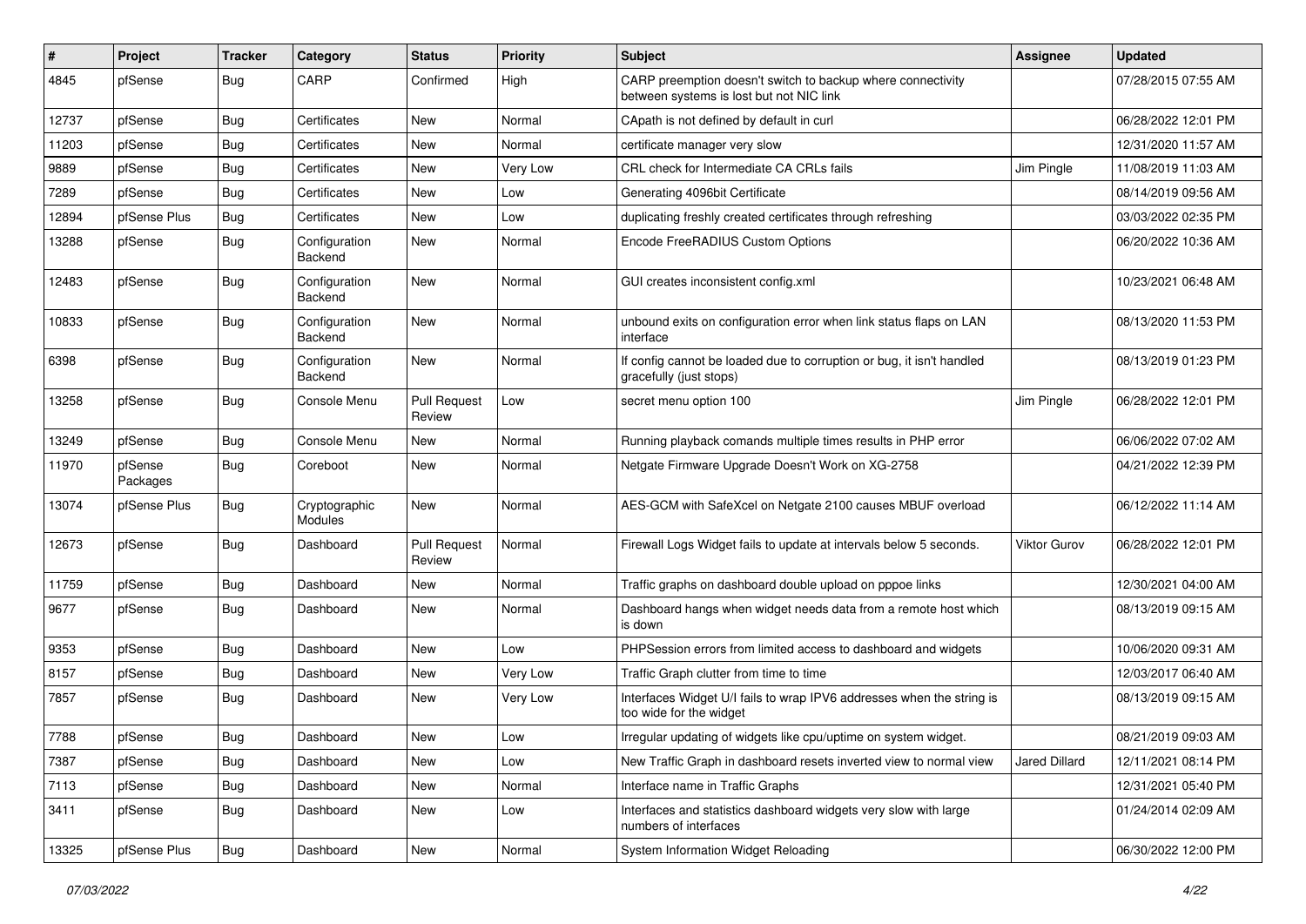| # | Project | Tracker | Category | Status | Priority | Subject | Assignee | Updated |
|---|---|---|---|---|---|---|---|---|
| 4845 | pfSense | Bug | CARP | Confirmed | High | CARP preemption doesn't switch to backup where connectivity between systems is lost but not NIC link | | 07/28/2015 07:55 AM |
| 12737 | pfSense | Bug | Certificates | New | Normal | CApath is not defined by default in curl | | 06/28/2022 12:01 PM |
| 11203 | pfSense | Bug | Certificates | New | Normal | certificate manager very slow | | 12/31/2020 11:57 AM |
| 9889 | pfSense | Bug | Certificates | New | Very Low | CRL check for Intermediate CA CRLs fails | Jim Pingle | 11/08/2019 11:03 AM |
| 7289 | pfSense | Bug | Certificates | New | Low | Generating 4096bit Certificate | | 08/14/2019 09:56 AM |
| 12894 | pfSense Plus | Bug | Certificates | New | Low | duplicating freshly created certificates through refreshing | | 03/03/2022 02:35 PM |
| 13288 | pfSense | Bug | Configuration Backend | New | Normal | Encode FreeRADIUS Custom Options | | 06/20/2022 10:36 AM |
| 12483 | pfSense | Bug | Configuration Backend | New | Normal | GUI creates inconsistent config.xml | | 10/23/2021 06:48 AM |
| 10833 | pfSense | Bug | Configuration Backend | New | Normal | unbound exits on configuration error when link status flaps on LAN interface | | 08/13/2020 11:53 PM |
| 6398 | pfSense | Bug | Configuration Backend | New | Normal | If config cannot be loaded due to corruption or bug, it isn't handled gracefully (just stops) | | 08/13/2019 01:23 PM |
| 13258 | pfSense | Bug | Console Menu | Pull Request Review | Low | secret menu option 100 | Jim Pingle | 06/28/2022 12:01 PM |
| 13249 | pfSense | Bug | Console Menu | New | Normal | Running playback comands multiple times results in PHP error | | 06/06/2022 07:02 AM |
| 11970 | pfSense Packages | Bug | Coreboot | New | Normal | Netgate Firmware Upgrade Doesn't Work on XG-2758 | | 04/21/2022 12:39 PM |
| 13074 | pfSense Plus | Bug | Cryptographic Modules | New | Normal | AES-GCM with SafeXcel on Netgate 2100 causes MBUF overload | | 06/12/2022 11:14 AM |
| 12673 | pfSense | Bug | Dashboard | Pull Request Review | Normal | Firewall Logs Widget fails to update at intervals below 5 seconds. | Viktor Gurov | 06/28/2022 12:01 PM |
| 11759 | pfSense | Bug | Dashboard | New | Normal | Traffic graphs on dashboard double upload on pppoe links | | 12/30/2021 04:00 AM |
| 9677 | pfSense | Bug | Dashboard | New | Normal | Dashboard hangs when widget needs data from a remote host which is down | | 08/13/2019 09:15 AM |
| 9353 | pfSense | Bug | Dashboard | New | Low | PHPSession errors from limited access to dashboard and widgets | | 10/06/2020 09:31 AM |
| 8157 | pfSense | Bug | Dashboard | New | Very Low | Traffic Graph clutter from time to time | | 12/03/2017 06:40 AM |
| 7857 | pfSense | Bug | Dashboard | New | Very Low | Interfaces Widget U/I fails to wrap IPV6 addresses when the string is too wide for the widget | | 08/13/2019 09:15 AM |
| 7788 | pfSense | Bug | Dashboard | New | Low | Irregular updating of widgets like cpu/uptime on system widget. | | 08/21/2019 09:03 AM |
| 7387 | pfSense | Bug | Dashboard | New | Low | New Traffic Graph in dashboard resets inverted view to normal view | Jared Dillard | 12/11/2021 08:14 PM |
| 7113 | pfSense | Bug | Dashboard | New | Normal | Interface name in Traffic Graphs | | 12/31/2021 05:40 PM |
| 3411 | pfSense | Bug | Dashboard | New | Low | Interfaces and statistics dashboard widgets very slow with large numbers of interfaces | | 01/24/2014 02:09 AM |
| 13325 | pfSense Plus | Bug | Dashboard | New | Normal | System Information Widget Reloading | | 06/30/2022 12:00 PM |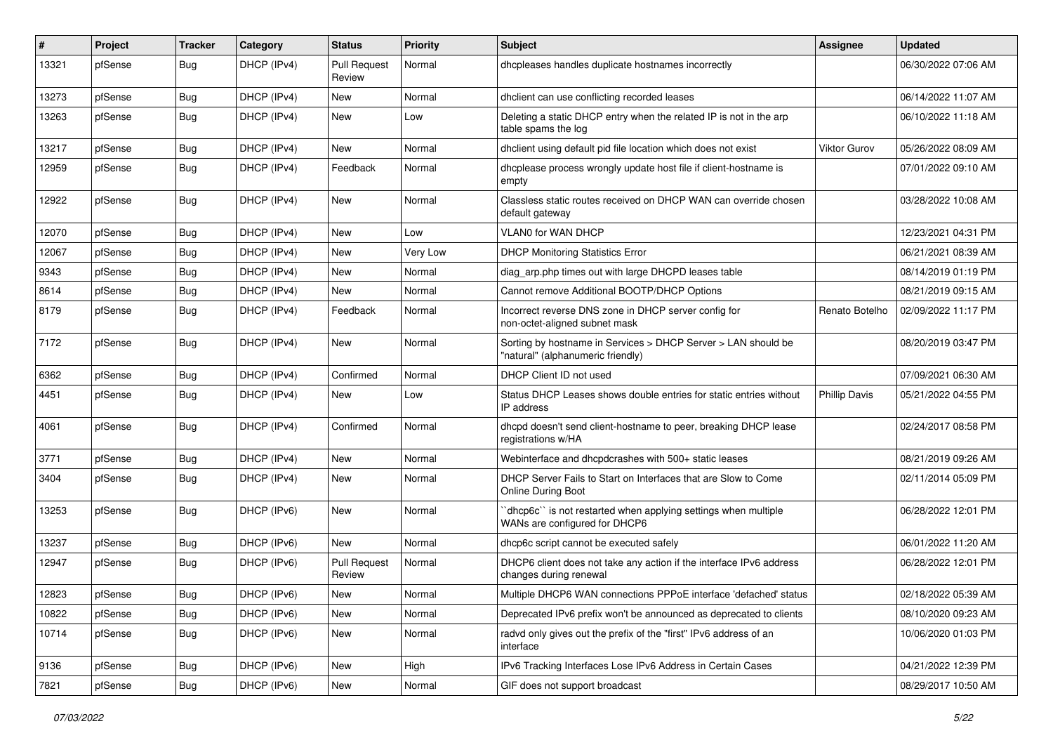| # | Project | Tracker | Category | Status | Priority | Subject | Assignee | Updated |
|---|---|---|---|---|---|---|---|---|
| 13321 | pfSense | Bug | DHCP (IPv4) | Pull Request Review | Normal | dhcpleases handles duplicate hostnames incorrectly | | 06/30/2022 07:06 AM |
| 13273 | pfSense | Bug | DHCP (IPv4) | New | Normal | dhclient can use conflicting recorded leases | | 06/14/2022 11:07 AM |
| 13263 | pfSense | Bug | DHCP (IPv4) | New | Low | Deleting a static DHCP entry when the related IP is not in the arp table spams the log | | 06/10/2022 11:18 AM |
| 13217 | pfSense | Bug | DHCP (IPv4) | New | Normal | dhclient using default pid file location which does not exist | Viktor Gurov | 05/26/2022 08:09 AM |
| 12959 | pfSense | Bug | DHCP (IPv4) | Feedback | Normal | dhcplease process wrongly update host file if client-hostname is empty | | 07/01/2022 09:10 AM |
| 12922 | pfSense | Bug | DHCP (IPv4) | New | Normal | Classless static routes received on DHCP WAN can override chosen default gateway | | 03/28/2022 10:08 AM |
| 12070 | pfSense | Bug | DHCP (IPv4) | New | Low | VLAN0 for WAN DHCP | | 12/23/2021 04:31 PM |
| 12067 | pfSense | Bug | DHCP (IPv4) | New | Very Low | DHCP Monitoring Statistics Error | | 06/21/2021 08:39 AM |
| 9343 | pfSense | Bug | DHCP (IPv4) | New | Normal | diag_arp.php times out with large DHCPD leases table | | 08/14/2019 01:19 PM |
| 8614 | pfSense | Bug | DHCP (IPv4) | New | Normal | Cannot remove Additional BOOTP/DHCP Options | | 08/21/2019 09:15 AM |
| 8179 | pfSense | Bug | DHCP (IPv4) | Feedback | Normal | Incorrect reverse DNS zone in DHCP server config for non-octet-aligned subnet mask | Renato Botelho | 02/09/2022 11:17 PM |
| 7172 | pfSense | Bug | DHCP (IPv4) | New | Normal | Sorting by hostname in Services > DHCP Server > LAN should be "natural" (alphanumeric friendly) | | 08/20/2019 03:47 PM |
| 6362 | pfSense | Bug | DHCP (IPv4) | Confirmed | Normal | DHCP Client ID not used | | 07/09/2021 06:30 AM |
| 4451 | pfSense | Bug | DHCP (IPv4) | New | Low | Status DHCP Leases shows double entries for static entries without IP address | Phillip Davis | 05/21/2022 04:55 PM |
| 4061 | pfSense | Bug | DHCP (IPv4) | Confirmed | Normal | dhcpd doesn't send client-hostname to peer, breaking DHCP lease registrations w/HA | | 02/24/2017 08:58 PM |
| 3771 | pfSense | Bug | DHCP (IPv4) | New | Normal | Webinterface and dhcpdcrashes with 500+ static leases | | 08/21/2019 09:26 AM |
| 3404 | pfSense | Bug | DHCP (IPv4) | New | Normal | DHCP Server Fails to Start on Interfaces that are Slow to Come Online During Boot | | 02/11/2014 05:09 PM |
| 13253 | pfSense | Bug | DHCP (IPv6) | New | Normal | ``dhcp6c`` is not restarted when applying settings when multiple WANs are configured for DHCP6 | | 06/28/2022 12:01 PM |
| 13237 | pfSense | Bug | DHCP (IPv6) | New | Normal | dhcp6c script cannot be executed safely | | 06/01/2022 11:20 AM |
| 12947 | pfSense | Bug | DHCP (IPv6) | Pull Request Review | Normal | DHCP6 client does not take any action if the interface IPv6 address changes during renewal | | 06/28/2022 12:01 PM |
| 12823 | pfSense | Bug | DHCP (IPv6) | New | Normal | Multiple DHCP6 WAN connections PPPoE interface 'defached' status | | 02/18/2022 05:39 AM |
| 10822 | pfSense | Bug | DHCP (IPv6) | New | Normal | Deprecated IPv6 prefix won't be announced as deprecated to clients | | 08/10/2020 09:23 AM |
| 10714 | pfSense | Bug | DHCP (IPv6) | New | Normal | radvd only gives out the prefix of the "first" IPv6 address of an interface | | 10/06/2020 01:03 PM |
| 9136 | pfSense | Bug | DHCP (IPv6) | New | High | IPv6 Tracking Interfaces Lose IPv6 Address in Certain Cases | | 04/21/2022 12:39 PM |
| 7821 | pfSense | Bug | DHCP (IPv6) | New | Normal | GIF does not support broadcast | | 08/29/2017 10:50 AM |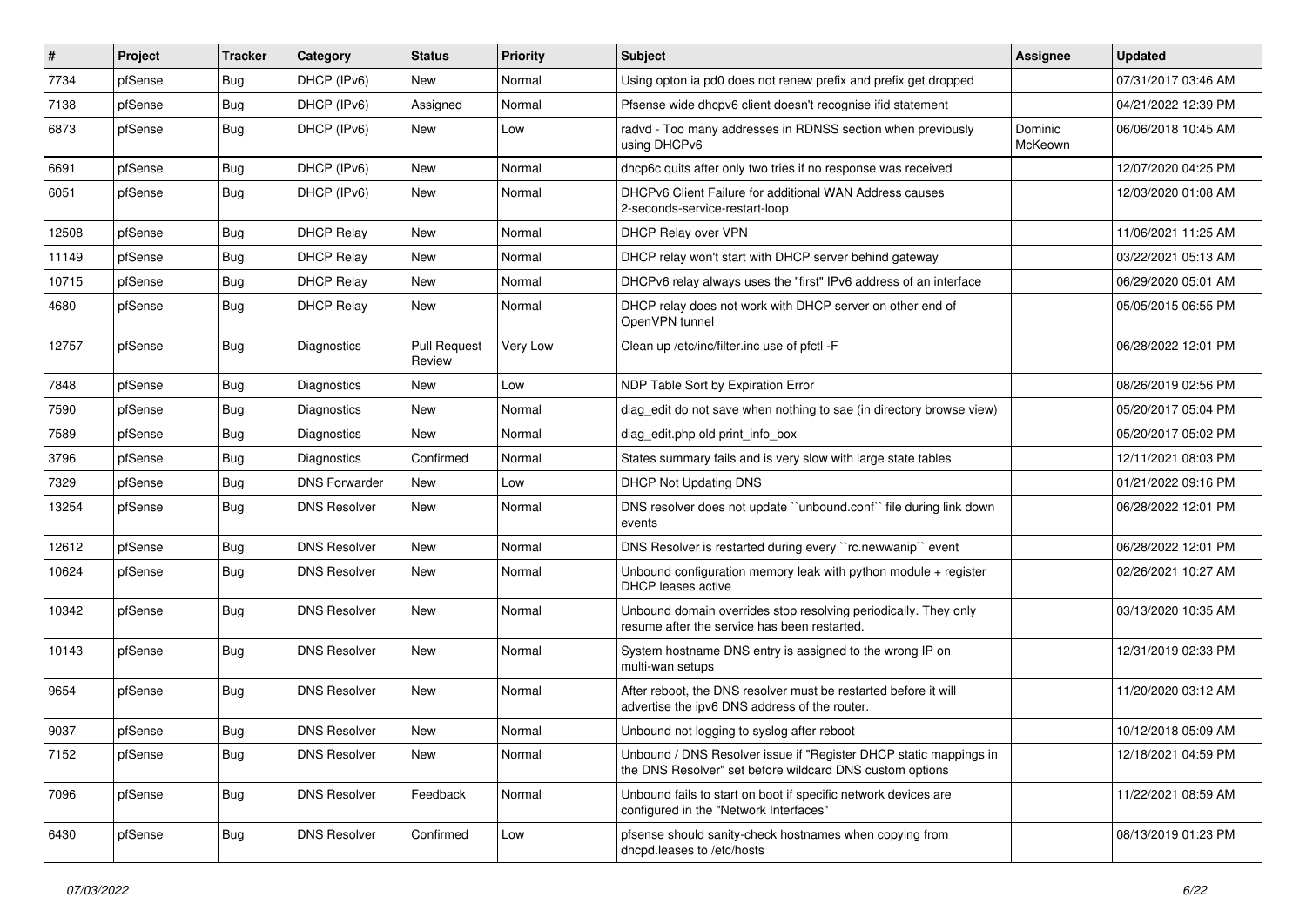| # | Project | Tracker | Category | Status | Priority | Subject | Assignee | Updated |
|---|---|---|---|---|---|---|---|---|
| 7734 | pfSense | Bug | DHCP (IPv6) | New | Normal | Using opton ia pd0 does not renew prefix and prefix get dropped | | 07/31/2017 03:46 AM |
| 7138 | pfSense | Bug | DHCP (IPv6) | Assigned | Normal | Pfsense wide dhcpv6 client doesn't recognise ifid statement | | 04/21/2022 12:39 PM |
| 6873 | pfSense | Bug | DHCP (IPv6) | New | Low | radvd - Too many addresses in RDNSS section when previously using DHCPv6 | Dominic McKeown | 06/06/2018 10:45 AM |
| 6691 | pfSense | Bug | DHCP (IPv6) | New | Normal | dhcp6c quits after only two tries if no response was received | | 12/07/2020 04:25 PM |
| 6051 | pfSense | Bug | DHCP (IPv6) | New | Normal | DHCPv6 Client Failure for additional WAN Address causes 2-seconds-service-restart-loop | | 12/03/2020 01:08 AM |
| 12508 | pfSense | Bug | DHCP Relay | New | Normal | DHCP Relay over VPN | | 11/06/2021 11:25 AM |
| 11149 | pfSense | Bug | DHCP Relay | New | Normal | DHCP relay won't start with DHCP server behind gateway | | 03/22/2021 05:13 AM |
| 10715 | pfSense | Bug | DHCP Relay | New | Normal | DHCPv6 relay always uses the "first" IPv6 address of an interface | | 06/29/2020 05:01 AM |
| 4680 | pfSense | Bug | DHCP Relay | New | Normal | DHCP relay does not work with DHCP server on other end of OpenVPN tunnel | | 05/05/2015 06:55 PM |
| 12757 | pfSense | Bug | Diagnostics | Pull Request Review | Very Low | Clean up /etc/inc/filter.inc use of pfctl -F | | 06/28/2022 12:01 PM |
| 7848 | pfSense | Bug | Diagnostics | New | Low | NDP Table Sort by Expiration Error | | 08/26/2019 02:56 PM |
| 7590 | pfSense | Bug | Diagnostics | New | Normal | diag_edit do not save when nothing to sae (in directory browse view) | | 05/20/2017 05:04 PM |
| 7589 | pfSense | Bug | Diagnostics | New | Normal | diag_edit.php old print_info_box | | 05/20/2017 05:02 PM |
| 3796 | pfSense | Bug | Diagnostics | Confirmed | Normal | States summary fails and is very slow with large state tables | | 12/11/2021 08:03 PM |
| 7329 | pfSense | Bug | DNS Forwarder | New | Low | DHCP Not Updating DNS | | 01/21/2022 09:16 PM |
| 13254 | pfSense | Bug | DNS Resolver | New | Normal | DNS resolver does not update ``unbound.conf`` file during link down events | | 06/28/2022 12:01 PM |
| 12612 | pfSense | Bug | DNS Resolver | New | Normal | DNS Resolver is restarted during every ``rc.newwanip`` event | | 06/28/2022 12:01 PM |
| 10624 | pfSense | Bug | DNS Resolver | New | Normal | Unbound configuration memory leak with python module + register DHCP leases active | | 02/26/2021 10:27 AM |
| 10342 | pfSense | Bug | DNS Resolver | New | Normal | Unbound domain overrides stop resolving periodically. They only resume after the service has been restarted. | | 03/13/2020 10:35 AM |
| 10143 | pfSense | Bug | DNS Resolver | New | Normal | System hostname DNS entry is assigned to the wrong IP on multi-wan setups | | 12/31/2019 02:33 PM |
| 9654 | pfSense | Bug | DNS Resolver | New | Normal | After reboot, the DNS resolver must be restarted before it will advertise the ipv6 DNS address of the router. | | 11/20/2020 03:12 AM |
| 9037 | pfSense | Bug | DNS Resolver | New | Normal | Unbound not logging to syslog after reboot | | 10/12/2018 05:09 AM |
| 7152 | pfSense | Bug | DNS Resolver | New | Normal | Unbound / DNS Resolver issue if "Register DHCP static mappings in the DNS Resolver" set before wildcard DNS custom options | | 12/18/2021 04:59 PM |
| 7096 | pfSense | Bug | DNS Resolver | Feedback | Normal | Unbound fails to start on boot if specific network devices are configured in the "Network Interfaces" | | 11/22/2021 08:59 AM |
| 6430 | pfSense | Bug | DNS Resolver | Confirmed | Low | pfsense should sanity-check hostnames when copying from dhcpd.leases to /etc/hosts | | 08/13/2019 01:23 PM |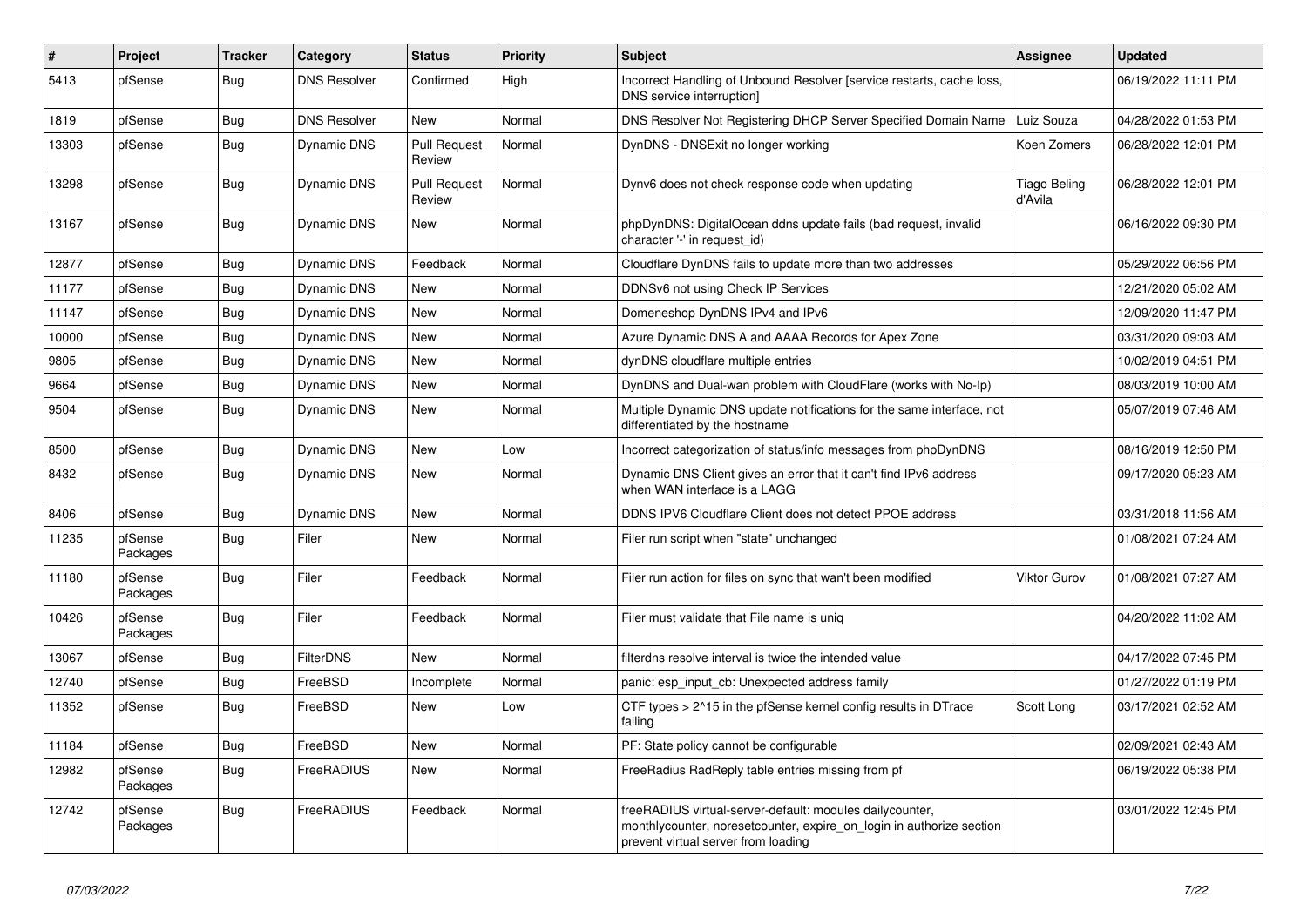| # | Project | Tracker | Category | Status | Priority | Subject | Assignee | Updated |
|---|---|---|---|---|---|---|---|---|
| 5413 | pfSense | Bug | DNS Resolver | Confirmed | High | Incorrect Handling of Unbound Resolver [service restarts, cache loss, DNS service interruption] | | 06/19/2022 11:11 PM |
| 1819 | pfSense | Bug | DNS Resolver | New | Normal | DNS Resolver Not Registering DHCP Server Specified Domain Name | Luiz Souza | 04/28/2022 01:53 PM |
| 13303 | pfSense | Bug | Dynamic DNS | Pull Request Review | Normal | DynDNS - DNSExit no longer working | Koen Zomers | 06/28/2022 12:01 PM |
| 13298 | pfSense | Bug | Dynamic DNS | Pull Request Review | Normal | Dynv6 does not check response code when updating | Tiago Beling d'Avila | 06/28/2022 12:01 PM |
| 13167 | pfSense | Bug | Dynamic DNS | New | Normal | phpDynDNS: DigitalOcean ddns update fails (bad request, invalid character '-' in request_id) | | 06/16/2022 09:30 PM |
| 12877 | pfSense | Bug | Dynamic DNS | Feedback | Normal | Cloudflare DynDNS fails to update more than two addresses | | 05/29/2022 06:56 PM |
| 11177 | pfSense | Bug | Dynamic DNS | New | Normal | DDNSv6 not using Check IP Services | | 12/21/2020 05:02 AM |
| 11147 | pfSense | Bug | Dynamic DNS | New | Normal | Domeneshop DynDNS IPv4 and IPv6 | | 12/09/2020 11:47 PM |
| 10000 | pfSense | Bug | Dynamic DNS | New | Normal | Azure Dynamic DNS A and AAAA Records for Apex Zone | | 03/31/2020 09:03 AM |
| 9805 | pfSense | Bug | Dynamic DNS | New | Normal | dynDNS cloudflare multiple entries | | 10/02/2019 04:51 PM |
| 9664 | pfSense | Bug | Dynamic DNS | New | Normal | DynDNS and Dual-wan problem with CloudFlare (works with No-Ip) | | 08/03/2019 10:00 AM |
| 9504 | pfSense | Bug | Dynamic DNS | New | Normal | Multiple Dynamic DNS update notifications for the same interface, not differentiated by the hostname | | 05/07/2019 07:46 AM |
| 8500 | pfSense | Bug | Dynamic DNS | New | Low | Incorrect categorization of status/info messages from phpDynDNS | | 08/16/2019 12:50 PM |
| 8432 | pfSense | Bug | Dynamic DNS | New | Normal | Dynamic DNS Client gives an error that it can't find IPv6 address when WAN interface is a LAGG | | 09/17/2020 05:23 AM |
| 8406 | pfSense | Bug | Dynamic DNS | New | Normal | DDNS IPV6 Cloudflare Client does not detect PPOE address | | 03/31/2018 11:56 AM |
| 11235 | pfSense Packages | Bug | Filer | New | Normal | Filer run script when "state" unchanged | | 01/08/2021 07:24 AM |
| 11180 | pfSense Packages | Bug | Filer | Feedback | Normal | Filer run action for files on sync that wan't been modified | Viktor Gurov | 01/08/2021 07:27 AM |
| 10426 | pfSense Packages | Bug | Filer | Feedback | Normal | Filer must validate that File name is uniq | | 04/20/2022 11:02 AM |
| 13067 | pfSense | Bug | FilterDNS | New | Normal | filterdns resolve interval is twice the intended value | | 04/17/2022 07:45 PM |
| 12740 | pfSense | Bug | FreeBSD | Incomplete | Normal | panic: esp_input_cb: Unexpected address family | | 01/27/2022 01:19 PM |
| 11352 | pfSense | Bug | FreeBSD | New | Low | CTF types > 2^15 in the pfSense kernel config results in DTrace failing | Scott Long | 03/17/2021 02:52 AM |
| 11184 | pfSense | Bug | FreeBSD | New | Normal | PF: State policy cannot be configurable | | 02/09/2021 02:43 AM |
| 12982 | pfSense Packages | Bug | FreeRADIUS | New | Normal | FreeRadius RadReply table entries missing from pf | | 06/19/2022 05:38 PM |
| 12742 | pfSense Packages | Bug | FreeRADIUS | Feedback | Normal | freeRADIUS virtual-server-default: modules dailycounter, monthlycounter, noresetcounter, expire_on_login in authorize section prevent virtual server from loading | | 03/01/2022 12:45 PM |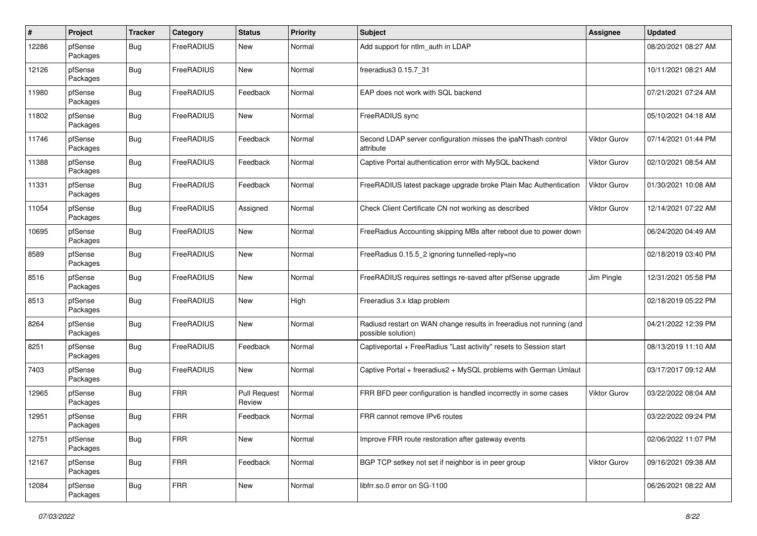| # | Project | Tracker | Category | Status | Priority | Subject | Assignee | Updated |
|---|---|---|---|---|---|---|---|---|
| 12286 | pfSense Packages | Bug | FreeRADIUS | New | Normal | Add support for ntlm_auth in LDAP | | 08/20/2021 08:27 AM |
| 12126 | pfSense Packages | Bug | FreeRADIUS | New | Normal | freeradius3 0.15.7_31 | | 10/11/2021 08:21 AM |
| 11980 | pfSense Packages | Bug | FreeRADIUS | Feedback | Normal | EAP does not work with SQL backend | | 07/21/2021 07:24 AM |
| 11802 | pfSense Packages | Bug | FreeRADIUS | New | Normal | FreeRADIUS sync | | 05/10/2021 04:18 AM |
| 11746 | pfSense Packages | Bug | FreeRADIUS | Feedback | Normal | Second LDAP server configuration misses the ipaNThash control attribute | Viktor Gurov | 07/14/2021 01:44 PM |
| 11388 | pfSense Packages | Bug | FreeRADIUS | Feedback | Normal | Captive Portal authentication error with MySQL backend | Viktor Gurov | 02/10/2021 08:54 AM |
| 11331 | pfSense Packages | Bug | FreeRADIUS | Feedback | Normal | FreeRADIUS latest package upgrade broke Plain Mac Authentication | Viktor Gurov | 01/30/2021 10:08 AM |
| 11054 | pfSense Packages | Bug | FreeRADIUS | Assigned | Normal | Check Client Certificate CN not working as described | Viktor Gurov | 12/14/2021 07:22 AM |
| 10695 | pfSense Packages | Bug | FreeRADIUS | New | Normal | FreeRadius Accounting skipping MBs after reboot due to power down | | 06/24/2020 04:49 AM |
| 8589 | pfSense Packages | Bug | FreeRADIUS | New | Normal | FreeRadius 0.15.5_2 ignoring tunnelled-reply=no | | 02/18/2019 03:40 PM |
| 8516 | pfSense Packages | Bug | FreeRADIUS | New | Normal | FreeRADIUS requires settings re-saved after pfSense upgrade | Jim Pingle | 12/31/2021 05:58 PM |
| 8513 | pfSense Packages | Bug | FreeRADIUS | New | High | Freeradius 3.x ldap problem | | 02/18/2019 05:22 PM |
| 8264 | pfSense Packages | Bug | FreeRADIUS | New | Normal | Radiusd restart on WAN change results in freeradius not running (and possible solution) | | 04/21/2022 12:39 PM |
| 8251 | pfSense Packages | Bug | FreeRADIUS | Feedback | Normal | Captiveportal + FreeRadius "Last activity" resets to Session start | | 08/13/2019 11:10 AM |
| 7403 | pfSense Packages | Bug | FreeRADIUS | New | Normal | Captive Portal + freeradius2 + MySQL problems with German Umlaut | | 03/17/2017 09:12 AM |
| 12965 | pfSense Packages | Bug | FRR | Pull Request Review | Normal | FRR BFD peer configuration is handled incorrectly in some cases | Viktor Gurov | 03/22/2022 08:04 AM |
| 12951 | pfSense Packages | Bug | FRR | Feedback | Normal | FRR cannot remove IPv6 routes | | 03/22/2022 09:24 PM |
| 12751 | pfSense Packages | Bug | FRR | New | Normal | Improve FRR route restoration after gateway events | | 02/06/2022 11:07 PM |
| 12167 | pfSense Packages | Bug | FRR | Feedback | Normal | BGP TCP setkey not set if neighbor is in peer group | Viktor Gurov | 09/16/2021 09:38 AM |
| 12084 | pfSense Packages | Bug | FRR | New | Normal | libfrr.so.0 error on SG-1100 | | 06/26/2021 08:22 AM |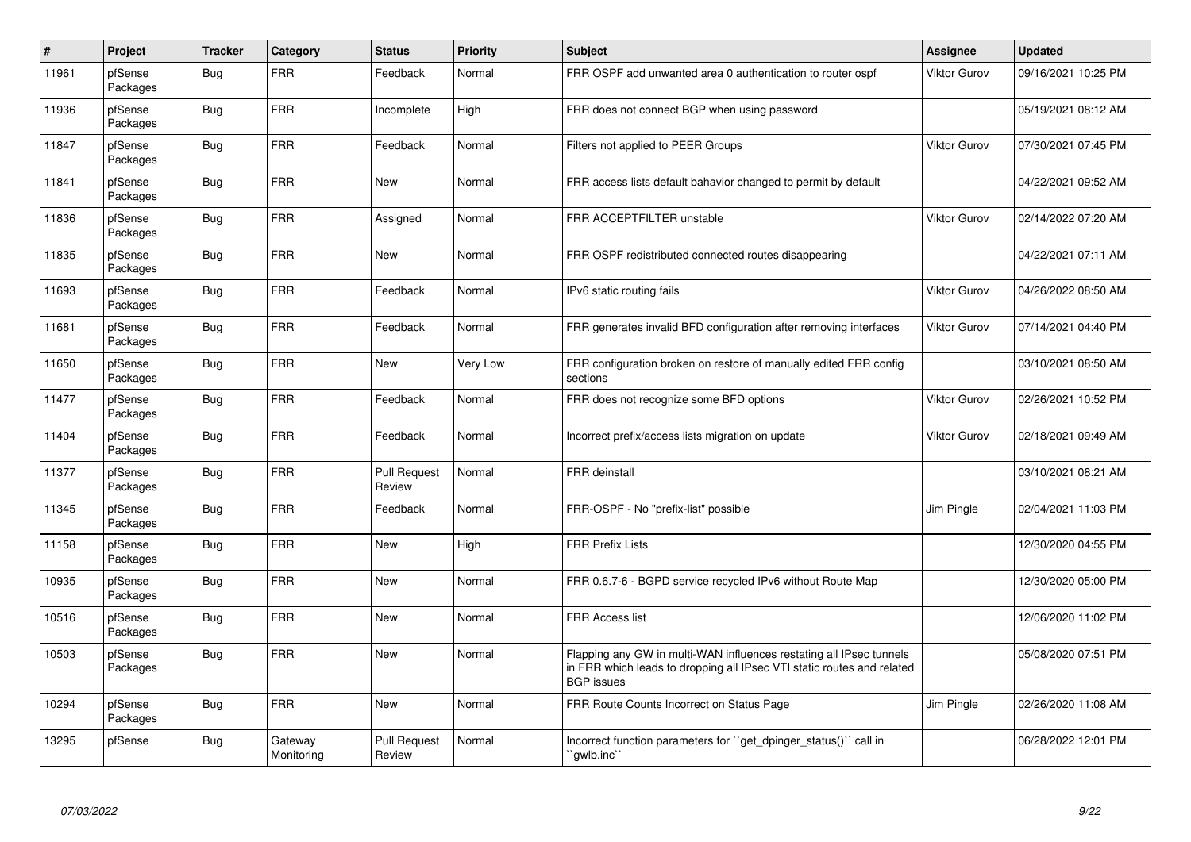| # | Project | Tracker | Category | Status | Priority | Subject | Assignee | Updated |
|---|---|---|---|---|---|---|---|---|
| 11961 | pfSense Packages | Bug | FRR | Feedback | Normal | FRR OSPF add unwanted area 0 authentication to router ospf | Viktor Gurov | 09/16/2021 10:25 PM |
| 11936 | pfSense Packages | Bug | FRR | Incomplete | High | FRR does not connect BGP when using password | | 05/19/2021 08:12 AM |
| 11847 | pfSense Packages | Bug | FRR | Feedback | Normal | Filters not applied to PEER Groups | Viktor Gurov | 07/30/2021 07:45 PM |
| 11841 | pfSense Packages | Bug | FRR | New | Normal | FRR access lists default bahavior changed to permit by default | | 04/22/2021 09:52 AM |
| 11836 | pfSense Packages | Bug | FRR | Assigned | Normal | FRR ACCEPTFILTER unstable | Viktor Gurov | 02/14/2022 07:20 AM |
| 11835 | pfSense Packages | Bug | FRR | New | Normal | FRR OSPF redistributed connected routes disappearing | | 04/22/2021 07:11 AM |
| 11693 | pfSense Packages | Bug | FRR | Feedback | Normal | IPv6 static routing fails | Viktor Gurov | 04/26/2022 08:50 AM |
| 11681 | pfSense Packages | Bug | FRR | Feedback | Normal | FRR generates invalid BFD configuration after removing interfaces | Viktor Gurov | 07/14/2021 04:40 PM |
| 11650 | pfSense Packages | Bug | FRR | New | Very Low | FRR configuration broken on restore of manually edited FRR config sections | | 03/10/2021 08:50 AM |
| 11477 | pfSense Packages | Bug | FRR | Feedback | Normal | FRR does not recognize some BFD options | Viktor Gurov | 02/26/2021 10:52 PM |
| 11404 | pfSense Packages | Bug | FRR | Feedback | Normal | Incorrect prefix/access lists migration on update | Viktor Gurov | 02/18/2021 09:49 AM |
| 11377 | pfSense Packages | Bug | FRR | Pull Request Review | Normal | FRR deinstall | | 03/10/2021 08:21 AM |
| 11345 | pfSense Packages | Bug | FRR | Feedback | Normal | FRR-OSPF - No "prefix-list" possible | Jim Pingle | 02/04/2021 11:03 PM |
| 11158 | pfSense Packages | Bug | FRR | New | High | FRR Prefix Lists | | 12/30/2020 04:55 PM |
| 10935 | pfSense Packages | Bug | FRR | New | Normal | FRR 0.6.7-6 - BGPD service recycled IPv6 without Route Map | | 12/30/2020 05:00 PM |
| 10516 | pfSense Packages | Bug | FRR | New | Normal | FRR Access list | | 12/06/2020 11:02 PM |
| 10503 | pfSense Packages | Bug | FRR | New | Normal | Flapping any GW in multi-WAN influences restating all IPsec tunnels in FRR which leads to dropping all IPsec VTI static routes and related BGP issues | | 05/08/2020 07:51 PM |
| 10294 | pfSense Packages | Bug | FRR | New | Normal | FRR Route Counts Incorrect on Status Page | Jim Pingle | 02/26/2020 11:08 AM |
| 13295 | pfSense | Bug | Gateway Monitoring | Pull Request Review | Normal | Incorrect function parameters for ``get_dpinger_status()`` call in ``gwlb.inc`` | | 06/28/2022 12:01 PM |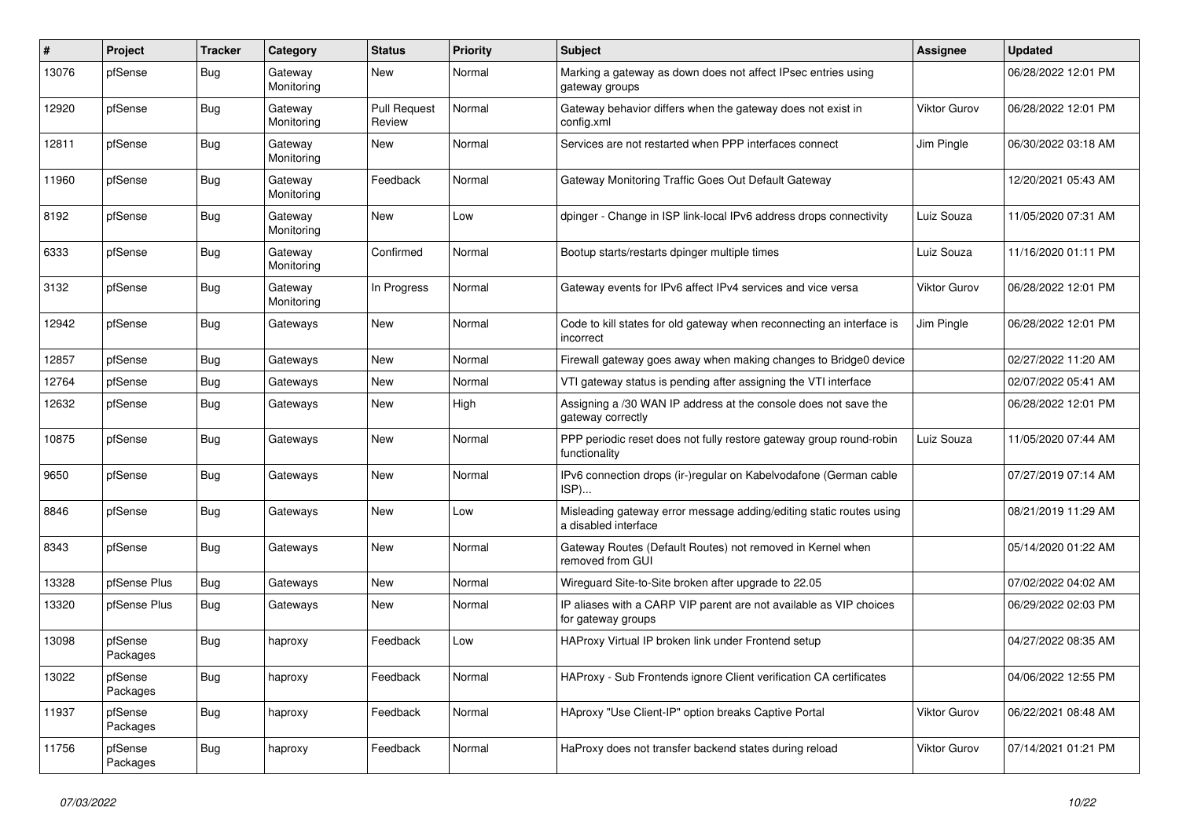| # | Project | Tracker | Category | Status | Priority | Subject | Assignee | Updated |
|---|---|---|---|---|---|---|---|---|
| 13076 | pfSense | Bug | Gateway Monitoring | New | Normal | Marking a gateway as down does not affect IPsec entries using gateway groups | | 06/28/2022 12:01 PM |
| 12920 | pfSense | Bug | Gateway Monitoring | Pull Request Review | Normal | Gateway behavior differs when the gateway does not exist in config.xml | Viktor Gurov | 06/28/2022 12:01 PM |
| 12811 | pfSense | Bug | Gateway Monitoring | New | Normal | Services are not restarted when PPP interfaces connect | Jim Pingle | 06/30/2022 03:18 AM |
| 11960 | pfSense | Bug | Gateway Monitoring | Feedback | Normal | Gateway Monitoring Traffic Goes Out Default Gateway | | 12/20/2021 05:43 AM |
| 8192 | pfSense | Bug | Gateway Monitoring | New | Low | dpinger - Change in ISP link-local IPv6 address drops connectivity | Luiz Souza | 11/05/2020 07:31 AM |
| 6333 | pfSense | Bug | Gateway Monitoring | Confirmed | Normal | Bootup starts/restarts dpinger multiple times | Luiz Souza | 11/16/2020 01:11 PM |
| 3132 | pfSense | Bug | Gateway Monitoring | In Progress | Normal | Gateway events for IPv6 affect IPv4 services and vice versa | Viktor Gurov | 06/28/2022 12:01 PM |
| 12942 | pfSense | Bug | Gateways | New | Normal | Code to kill states for old gateway when reconnecting an interface is incorrect | Jim Pingle | 06/28/2022 12:01 PM |
| 12857 | pfSense | Bug | Gateways | New | Normal | Firewall gateway goes away when making changes to Bridge0 device | | 02/27/2022 11:20 AM |
| 12764 | pfSense | Bug | Gateways | New | Normal | VTI gateway status is pending after assigning the VTI interface | | 02/07/2022 05:41 AM |
| 12632 | pfSense | Bug | Gateways | New | High | Assigning a /30 WAN IP address at the console does not save the gateway correctly | | 06/28/2022 12:01 PM |
| 10875 | pfSense | Bug | Gateways | New | Normal | PPP periodic reset does not fully restore gateway group round-robin functionality | Luiz Souza | 11/05/2020 07:44 AM |
| 9650 | pfSense | Bug | Gateways | New | Normal | IPv6 connection drops (ir-)regular on Kabelvodafone (German cable ISP)... | | 07/27/2019 07:14 AM |
| 8846 | pfSense | Bug | Gateways | New | Low | Misleading gateway error message adding/editing static routes using a disabled interface | | 08/21/2019 11:29 AM |
| 8343 | pfSense | Bug | Gateways | New | Normal | Gateway Routes (Default Routes) not removed in Kernel when removed from GUI | | 05/14/2020 01:22 AM |
| 13328 | pfSense Plus | Bug | Gateways | New | Normal | Wireguard Site-to-Site broken after upgrade to 22.05 | | 07/02/2022 04:02 AM |
| 13320 | pfSense Plus | Bug | Gateways | New | Normal | IP aliases with a CARP VIP parent are not available as VIP choices for gateway groups | | 06/29/2022 02:03 PM |
| 13098 | pfSense Packages | Bug | haproxy | Feedback | Low | HAProxy Virtual IP broken link under Frontend setup | | 04/27/2022 08:35 AM |
| 13022 | pfSense Packages | Bug | haproxy | Feedback | Normal | HAProxy - Sub Frontends ignore Client verification CA certificates | | 04/06/2022 12:55 PM |
| 11937 | pfSense Packages | Bug | haproxy | Feedback | Normal | HAproxy "Use Client-IP" option breaks Captive Portal | Viktor Gurov | 06/22/2021 08:48 AM |
| 11756 | pfSense Packages | Bug | haproxy | Feedback | Normal | HaProxy does not transfer backend states during reload | Viktor Gurov | 07/14/2021 01:21 PM |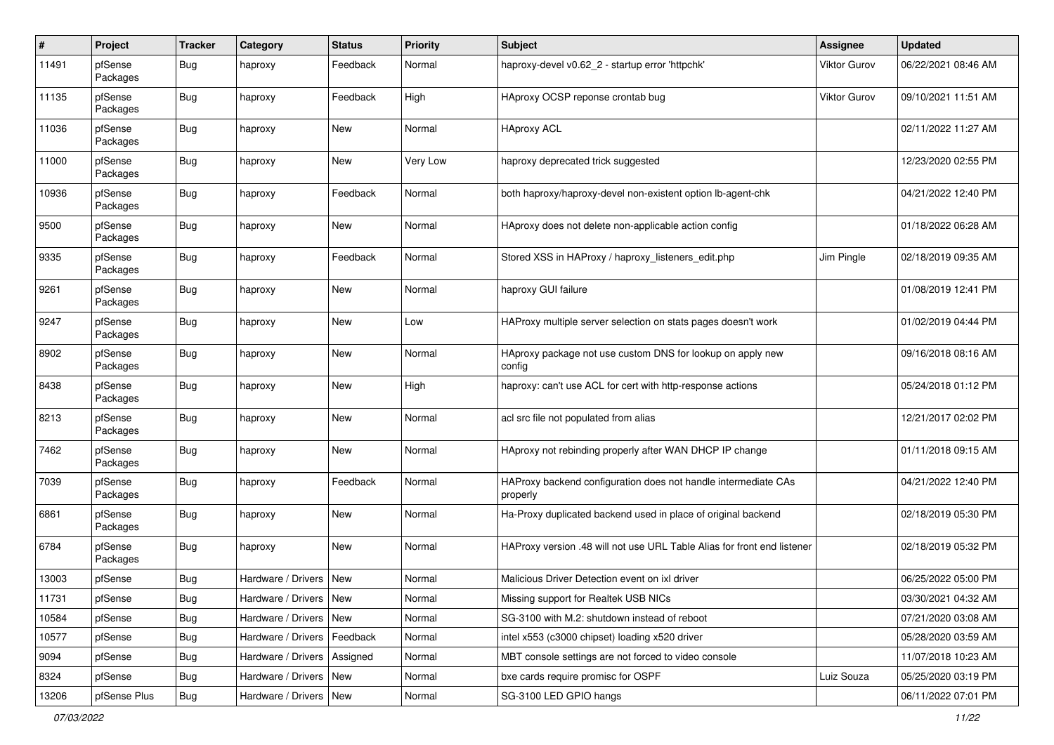| # | Project | Tracker | Category | Status | Priority | Subject | Assignee | Updated |
|---|---|---|---|---|---|---|---|---|
| 11491 | pfSense Packages | Bug | haproxy | Feedback | Normal | haproxy-devel v0.62_2 - startup error 'httpchk' | Viktor Gurov | 06/22/2021 08:46 AM |
| 11135 | pfSense Packages | Bug | haproxy | Feedback | High | HAproxy OCSP reponse crontab bug | Viktor Gurov | 09/10/2021 11:51 AM |
| 11036 | pfSense Packages | Bug | haproxy | New | Normal | HAproxy ACL | | 02/11/2022 11:27 AM |
| 11000 | pfSense Packages | Bug | haproxy | New | Very Low | haproxy deprecated trick suggested | | 12/23/2020 02:55 PM |
| 10936 | pfSense Packages | Bug | haproxy | Feedback | Normal | both haproxy/haproxy-devel non-existent option lb-agent-chk | | 04/21/2022 12:40 PM |
| 9500 | pfSense Packages | Bug | haproxy | New | Normal | HAproxy does not delete non-applicable action config | | 01/18/2022 06:28 AM |
| 9335 | pfSense Packages | Bug | haproxy | Feedback | Normal | Stored XSS in HAProxy / haproxy_listeners_edit.php | Jim Pingle | 02/18/2019 09:35 AM |
| 9261 | pfSense Packages | Bug | haproxy | New | Normal | haproxy GUI failure | | 01/08/2019 12:41 PM |
| 9247 | pfSense Packages | Bug | haproxy | New | Low | HAProxy multiple server selection on stats pages doesn't work | | 01/02/2019 04:44 PM |
| 8902 | pfSense Packages | Bug | haproxy | New | Normal | HAproxy package not use custom DNS for lookup on apply new config | | 09/16/2018 08:16 AM |
| 8438 | pfSense Packages | Bug | haproxy | New | High | haproxy: can't use ACL for cert with http-response actions | | 05/24/2018 01:12 PM |
| 8213 | pfSense Packages | Bug | haproxy | New | Normal | acl src file not populated from alias | | 12/21/2017 02:02 PM |
| 7462 | pfSense Packages | Bug | haproxy | New | Normal | HAproxy not rebinding properly after WAN DHCP IP change | | 01/11/2018 09:15 AM |
| 7039 | pfSense Packages | Bug | haproxy | Feedback | Normal | HAProxy backend configuration does not handle intermediate CAs properly | | 04/21/2022 12:40 PM |
| 6861 | pfSense Packages | Bug | haproxy | New | Normal | Ha-Proxy duplicated backend used in place of original backend | | 02/18/2019 05:30 PM |
| 6784 | pfSense Packages | Bug | haproxy | New | Normal | HAProxy version .48 will not use URL Table Alias for front end listener | | 02/18/2019 05:32 PM |
| 13003 | pfSense | Bug | Hardware / Drivers | New | Normal | Malicious Driver Detection event on ixl driver | | 06/25/2022 05:00 PM |
| 11731 | pfSense | Bug | Hardware / Drivers | New | Normal | Missing support for Realtek USB NICs | | 03/30/2021 04:32 AM |
| 10584 | pfSense | Bug | Hardware / Drivers | New | Normal | SG-3100 with M.2: shutdown instead of reboot | | 07/21/2020 03:08 AM |
| 10577 | pfSense | Bug | Hardware / Drivers | Feedback | Normal | intel x553 (c3000 chipset) loading x520 driver | | 05/28/2020 03:59 AM |
| 9094 | pfSense | Bug | Hardware / Drivers | Assigned | Normal | MBT console settings are not forced to video console | | 11/07/2018 10:23 AM |
| 8324 | pfSense | Bug | Hardware / Drivers | New | Normal | bxe cards require promisc for OSPF | Luiz Souza | 05/25/2020 03:19 PM |
| 13206 | pfSense Plus | Bug | Hardware / Drivers | New | Normal | SG-3100 LED GPIO hangs | | 06/11/2022 07:01 PM |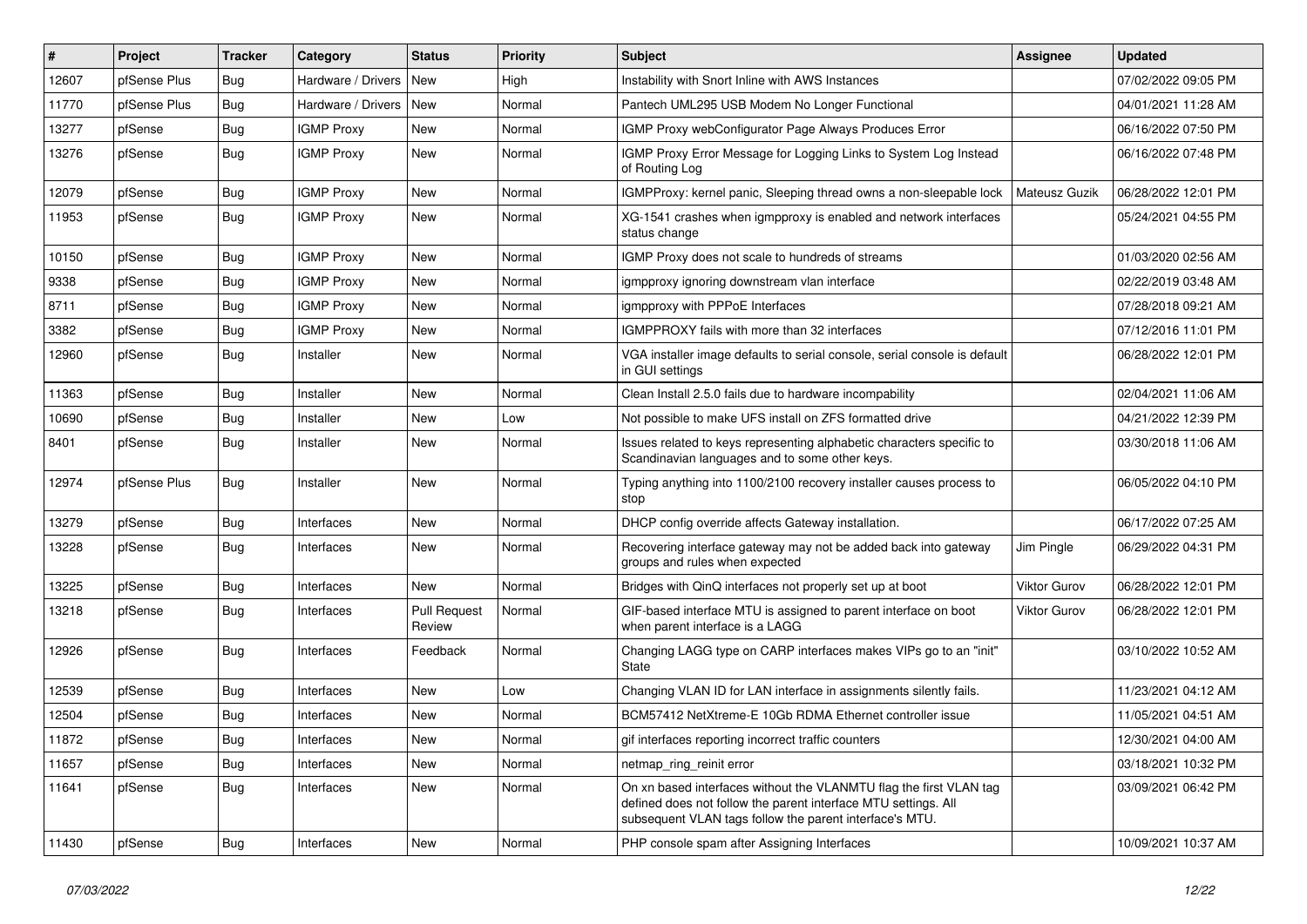| # | Project | Tracker | Category | Status | Priority | Subject | Assignee | Updated |
|---|---|---|---|---|---|---|---|---|
| 12607 | pfSense Plus | Bug | Hardware / Drivers | New | High | Instability with Snort Inline with AWS Instances | | 07/02/2022 09:05 PM |
| 11770 | pfSense Plus | Bug | Hardware / Drivers | New | Normal | Pantech UML295 USB Modem No Longer Functional | | 04/01/2021 11:28 AM |
| 13277 | pfSense | Bug | IGMP Proxy | New | Normal | IGMP Proxy webConfigurator Page Always Produces Error | | 06/16/2022 07:50 PM |
| 13276 | pfSense | Bug | IGMP Proxy | New | Normal | IGMP Proxy Error Message for Logging Links to System Log Instead of Routing Log | | 06/16/2022 07:48 PM |
| 12079 | pfSense | Bug | IGMP Proxy | New | Normal | IGMPProxy: kernel panic, Sleeping thread owns a non-sleepable lock | Mateusz Guzik | 06/28/2022 12:01 PM |
| 11953 | pfSense | Bug | IGMP Proxy | New | Normal | XG-1541 crashes when igmpproxy is enabled and network interfaces status change | | 05/24/2021 04:55 PM |
| 10150 | pfSense | Bug | IGMP Proxy | New | Normal | IGMP Proxy does not scale to hundreds of streams | | 01/03/2020 02:56 AM |
| 9338 | pfSense | Bug | IGMP Proxy | New | Normal | igmpproxy ignoring downstream vlan interface | | 02/22/2019 03:48 AM |
| 8711 | pfSense | Bug | IGMP Proxy | New | Normal | igmpproxy with PPPoE Interfaces | | 07/28/2018 09:21 AM |
| 3382 | pfSense | Bug | IGMP Proxy | New | Normal | IGMPPROXY fails with more than 32 interfaces | | 07/12/2016 11:01 PM |
| 12960 | pfSense | Bug | Installer | New | Normal | VGA installer image defaults to serial console, serial console is default in GUI settings | | 06/28/2022 12:01 PM |
| 11363 | pfSense | Bug | Installer | New | Normal | Clean Install 2.5.0 fails due to hardware incompability | | 02/04/2021 11:06 AM |
| 10690 | pfSense | Bug | Installer | New | Low | Not possible to make UFS install on ZFS formatted drive | | 04/21/2022 12:39 PM |
| 8401 | pfSense | Bug | Installer | New | Normal | Issues related to keys representing alphabetic characters specific to Scandinavian languages and to some other keys. | | 03/30/2018 11:06 AM |
| 12974 | pfSense Plus | Bug | Installer | New | Normal | Typing anything into 1100/2100 recovery installer causes process to stop | | 06/05/2022 04:10 PM |
| 13279 | pfSense | Bug | Interfaces | New | Normal | DHCP config override affects Gateway installation. | | 06/17/2022 07:25 AM |
| 13228 | pfSense | Bug | Interfaces | New | Normal | Recovering interface gateway may not be added back into gateway groups and rules when expected | Jim Pingle | 06/29/2022 04:31 PM |
| 13225 | pfSense | Bug | Interfaces | New | Normal | Bridges with QinQ interfaces not properly set up at boot | Viktor Gurov | 06/28/2022 12:01 PM |
| 13218 | pfSense | Bug | Interfaces | Pull Request Review | Normal | GIF-based interface MTU is assigned to parent interface on boot when parent interface is a LAGG | Viktor Gurov | 06/28/2022 12:01 PM |
| 12926 | pfSense | Bug | Interfaces | Feedback | Normal | Changing LAGG type on CARP interfaces makes VIPs go to an "init" State | | 03/10/2022 10:52 AM |
| 12539 | pfSense | Bug | Interfaces | New | Low | Changing VLAN ID for LAN interface in assignments silently fails. | | 11/23/2021 04:12 AM |
| 12504 | pfSense | Bug | Interfaces | New | Normal | BCM57412 NetXtreme-E 10Gb RDMA Ethernet controller issue | | 11/05/2021 04:51 AM |
| 11872 | pfSense | Bug | Interfaces | New | Normal | gif interfaces reporting incorrect traffic counters | | 12/30/2021 04:00 AM |
| 11657 | pfSense | Bug | Interfaces | New | Normal | netmap_ring_reinit error | | 03/18/2021 10:32 PM |
| 11641 | pfSense | Bug | Interfaces | New | Normal | On xn based interfaces without the VLANMTU flag the first VLAN tag defined does not follow the parent interface MTU settings. All subsequent VLAN tags follow the parent interface's MTU. | | 03/09/2021 06:42 PM |
| 11430 | pfSense | Bug | Interfaces | New | Normal | PHP console spam after Assigning Interfaces | | 10/09/2021 10:37 AM |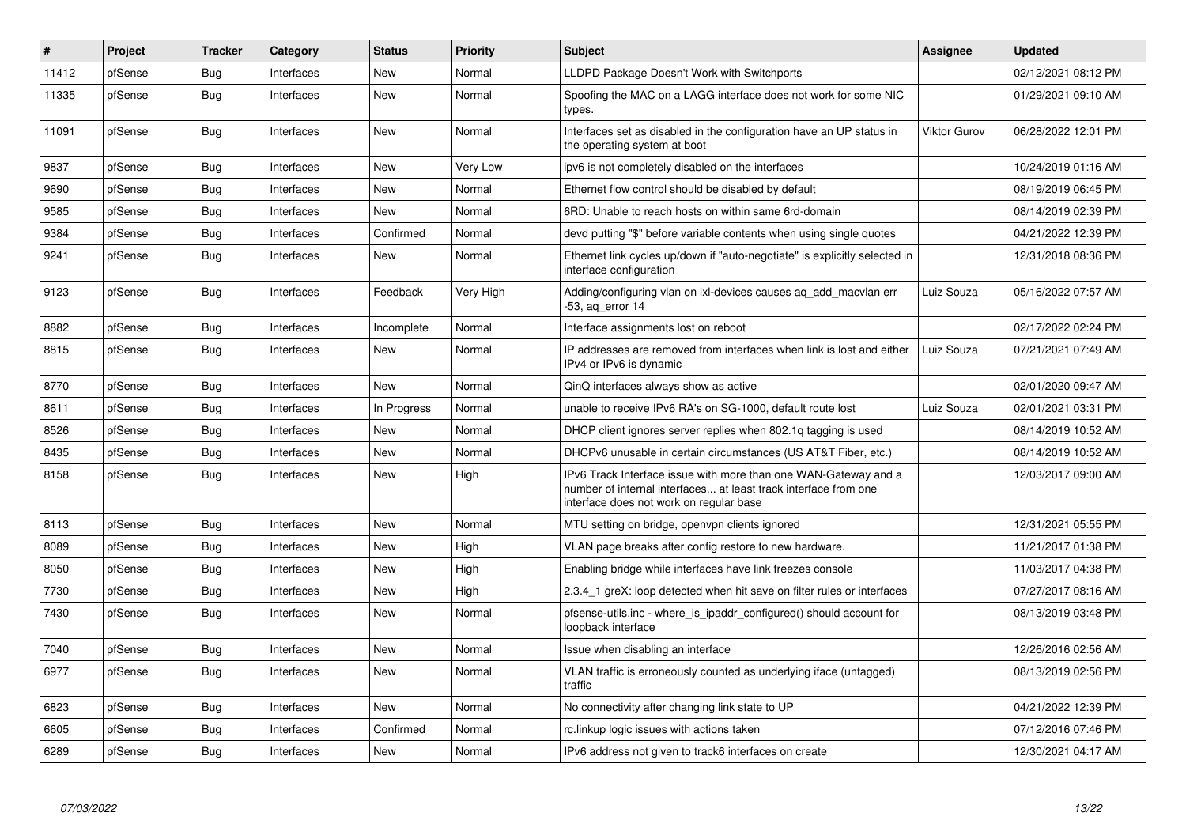| # | Project | Tracker | Category | Status | Priority | Subject | Assignee | Updated |
|---|---|---|---|---|---|---|---|---|
| 11412 | pfSense | Bug | Interfaces | New | Normal | LLDPD Package Doesn't Work with Switchports | | 02/12/2021 08:12 PM |
| 11335 | pfSense | Bug | Interfaces | New | Normal | Spoofing the MAC on a LAGG interface does not work for some NIC types. | | 01/29/2021 09:10 AM |
| 11091 | pfSense | Bug | Interfaces | New | Normal | Interfaces set as disabled in the configuration have an UP status in the operating system at boot | Viktor Gurov | 06/28/2022 12:01 PM |
| 9837 | pfSense | Bug | Interfaces | New | Very Low | ipv6 is not completely disabled on the interfaces | | 10/24/2019 01:16 AM |
| 9690 | pfSense | Bug | Interfaces | New | Normal | Ethernet flow control should be disabled by default | | 08/19/2019 06:45 PM |
| 9585 | pfSense | Bug | Interfaces | New | Normal | 6RD: Unable to reach hosts on within same 6rd-domain | | 08/14/2019 02:39 PM |
| 9384 | pfSense | Bug | Interfaces | Confirmed | Normal | devd putting "$" before variable contents when using single quotes | | 04/21/2022 12:39 PM |
| 9241 | pfSense | Bug | Interfaces | New | Normal | Ethernet link cycles up/down if "auto-negotiate" is explicitly selected in interface configuration | | 12/31/2018 08:36 PM |
| 9123 | pfSense | Bug | Interfaces | Feedback | Very High | Adding/configuring vlan on ixl-devices causes aq_add_macvlan err -53, aq_error 14 | Luiz Souza | 05/16/2022 07:57 AM |
| 8882 | pfSense | Bug | Interfaces | Incomplete | Normal | Interface assignments lost on reboot | | 02/17/2022 02:24 PM |
| 8815 | pfSense | Bug | Interfaces | New | Normal | IP addresses are removed from interfaces when link is lost and either IPv4 or IPv6 is dynamic | Luiz Souza | 07/21/2021 07:49 AM |
| 8770 | pfSense | Bug | Interfaces | New | Normal | QinQ interfaces always show as active | | 02/01/2020 09:47 AM |
| 8611 | pfSense | Bug | Interfaces | In Progress | Normal | unable to receive IPv6 RA's on SG-1000, default route lost | Luiz Souza | 02/01/2021 03:31 PM |
| 8526 | pfSense | Bug | Interfaces | New | Normal | DHCP client ignores server replies when 802.1q tagging is used | | 08/14/2019 10:52 AM |
| 8435 | pfSense | Bug | Interfaces | New | Normal | DHCPv6 unusable in certain circumstances (US AT&T Fiber, etc.) | | 08/14/2019 10:52 AM |
| 8158 | pfSense | Bug | Interfaces | New | High | IPv6 Track Interface issue with more than one WAN-Gateway and a number of internal interfaces... at least track interface from one interface does not work on regular base | | 12/03/2017 09:00 AM |
| 8113 | pfSense | Bug | Interfaces | New | Normal | MTU setting on bridge, openvpn clients ignored | | 12/31/2021 05:55 PM |
| 8089 | pfSense | Bug | Interfaces | New | High | VLAN page breaks after config restore to new hardware. | | 11/21/2017 01:38 PM |
| 8050 | pfSense | Bug | Interfaces | New | High | Enabling bridge while interfaces have link freezes console | | 11/03/2017 04:38 PM |
| 7730 | pfSense | Bug | Interfaces | New | High | 2.3.4_1 greX: loop detected when hit save on filter rules or interfaces | | 07/27/2017 08:16 AM |
| 7430 | pfSense | Bug | Interfaces | New | Normal | pfsense-utils.inc - where_is_ipaddr_configured() should account for loopback interface | | 08/13/2019 03:48 PM |
| 7040 | pfSense | Bug | Interfaces | New | Normal | Issue when disabling an interface | | 12/26/2016 02:56 AM |
| 6977 | pfSense | Bug | Interfaces | New | Normal | VLAN traffic is erroneously counted as underlying iface (untagged) traffic | | 08/13/2019 02:56 PM |
| 6823 | pfSense | Bug | Interfaces | New | Normal | No connectivity after changing link state to UP | | 04/21/2022 12:39 PM |
| 6605 | pfSense | Bug | Interfaces | Confirmed | Normal | rc.linkup logic issues with actions taken | | 07/12/2016 07:46 PM |
| 6289 | pfSense | Bug | Interfaces | New | Normal | IPv6 address not given to track6 interfaces on create | | 12/30/2021 04:17 AM |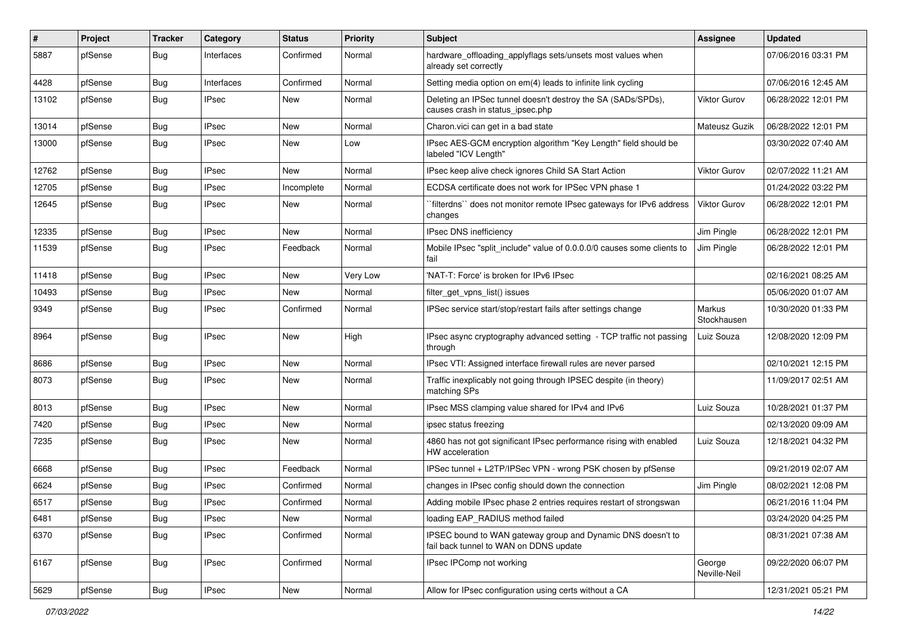| # | Project | Tracker | Category | Status | Priority | Subject | Assignee | Updated |
|---|---|---|---|---|---|---|---|---|
| 5887 | pfSense | Bug | Interfaces | Confirmed | Normal | hardware_offloading_applyflags sets/unsets most values when already set correctly | | 07/06/2016 03:31 PM |
| 4428 | pfSense | Bug | Interfaces | Confirmed | Normal | Setting media option on em(4) leads to infinite link cycling | | 07/06/2016 12:45 AM |
| 13102 | pfSense | Bug | IPsec | New | Normal | Deleting an IPSec tunnel doesn't destroy the SA (SADs/SPDs), causes crash in status_ipsec.php | Viktor Gurov | 06/28/2022 12:01 PM |
| 13014 | pfSense | Bug | IPsec | New | Normal | Charon.vici can get in a bad state | Mateusz Guzik | 06/28/2022 12:01 PM |
| 13000 | pfSense | Bug | IPsec | New | Low | IPsec AES-GCM encryption algorithm "Key Length" field should be labeled "ICV Length" | | 03/30/2022 07:40 AM |
| 12762 | pfSense | Bug | IPsec | New | Normal | IPsec keep alive check ignores Child SA Start Action | Viktor Gurov | 02/07/2022 11:21 AM |
| 12705 | pfSense | Bug | IPsec | Incomplete | Normal | ECDSA certificate does not work for IPSec VPN phase 1 | | 01/24/2022 03:22 PM |
| 12645 | pfSense | Bug | IPsec | New | Normal | ``filterdns`` does not monitor remote IPsec gateways for IPv6 address changes | Viktor Gurov | 06/28/2022 12:01 PM |
| 12335 | pfSense | Bug | IPsec | New | Normal | IPsec DNS inefficiency | Jim Pingle | 06/28/2022 12:01 PM |
| 11539 | pfSense | Bug | IPsec | Feedback | Normal | Mobile IPsec "split_include" value of 0.0.0.0/0 causes some clients to fail | Jim Pingle | 06/28/2022 12:01 PM |
| 11418 | pfSense | Bug | IPsec | New | Very Low | 'NAT-T: Force' is broken for IPv6 IPsec | | 02/16/2021 08:25 AM |
| 10493 | pfSense | Bug | IPsec | New | Normal | filter_get_vpns_list() issues | | 05/06/2020 01:07 AM |
| 9349 | pfSense | Bug | IPsec | Confirmed | Normal | IPSec service start/stop/restart fails after settings change | Markus Stockhausen | 10/30/2020 01:33 PM |
| 8964 | pfSense | Bug | IPsec | New | High | IPsec async cryptography advanced setting - TCP traffic not passing through | Luiz Souza | 12/08/2020 12:09 PM |
| 8686 | pfSense | Bug | IPsec | New | Normal | IPsec VTI: Assigned interface firewall rules are never parsed | | 02/10/2021 12:15 PM |
| 8073 | pfSense | Bug | IPsec | New | Normal | Traffic inexplicably not going through IPSEC despite (in theory) matching SPs | | 11/09/2017 02:51 AM |
| 8013 | pfSense | Bug | IPsec | New | Normal | IPsec MSS clamping value shared for IPv4 and IPv6 | Luiz Souza | 10/28/2021 01:37 PM |
| 7420 | pfSense | Bug | IPsec | New | Normal | ipsec status freezing | | 02/13/2020 09:09 AM |
| 7235 | pfSense | Bug | IPsec | New | Normal | 4860 has not got significant IPsec performance rising with enabled HW acceleration | Luiz Souza | 12/18/2021 04:32 PM |
| 6668 | pfSense | Bug | IPsec | Feedback | Normal | IPSec tunnel + L2TP/IPSec VPN - wrong PSK chosen by pfSense | | 09/21/2019 02:07 AM |
| 6624 | pfSense | Bug | IPsec | Confirmed | Normal | changes in IPsec config should down the connection | Jim Pingle | 08/02/2021 12:08 PM |
| 6517 | pfSense | Bug | IPsec | Confirmed | Normal | Adding mobile IPsec phase 2 entries requires restart of strongswan | | 06/21/2016 11:04 PM |
| 6481 | pfSense | Bug | IPsec | New | Normal | loading EAP_RADIUS method failed | | 03/24/2020 04:25 PM |
| 6370 | pfSense | Bug | IPsec | Confirmed | Normal | IPSEC bound to WAN gateway group and Dynamic DNS doesn't to fail back tunnel to WAN on DDNS update | | 08/31/2021 07:38 AM |
| 6167 | pfSense | Bug | IPsec | Confirmed | Normal | IPsec IPComp not working | George Neville-Neil | 09/22/2020 06:07 PM |
| 5629 | pfSense | Bug | IPsec | New | Normal | Allow for IPsec configuration using certs without a CA | | 12/31/2021 05:21 PM |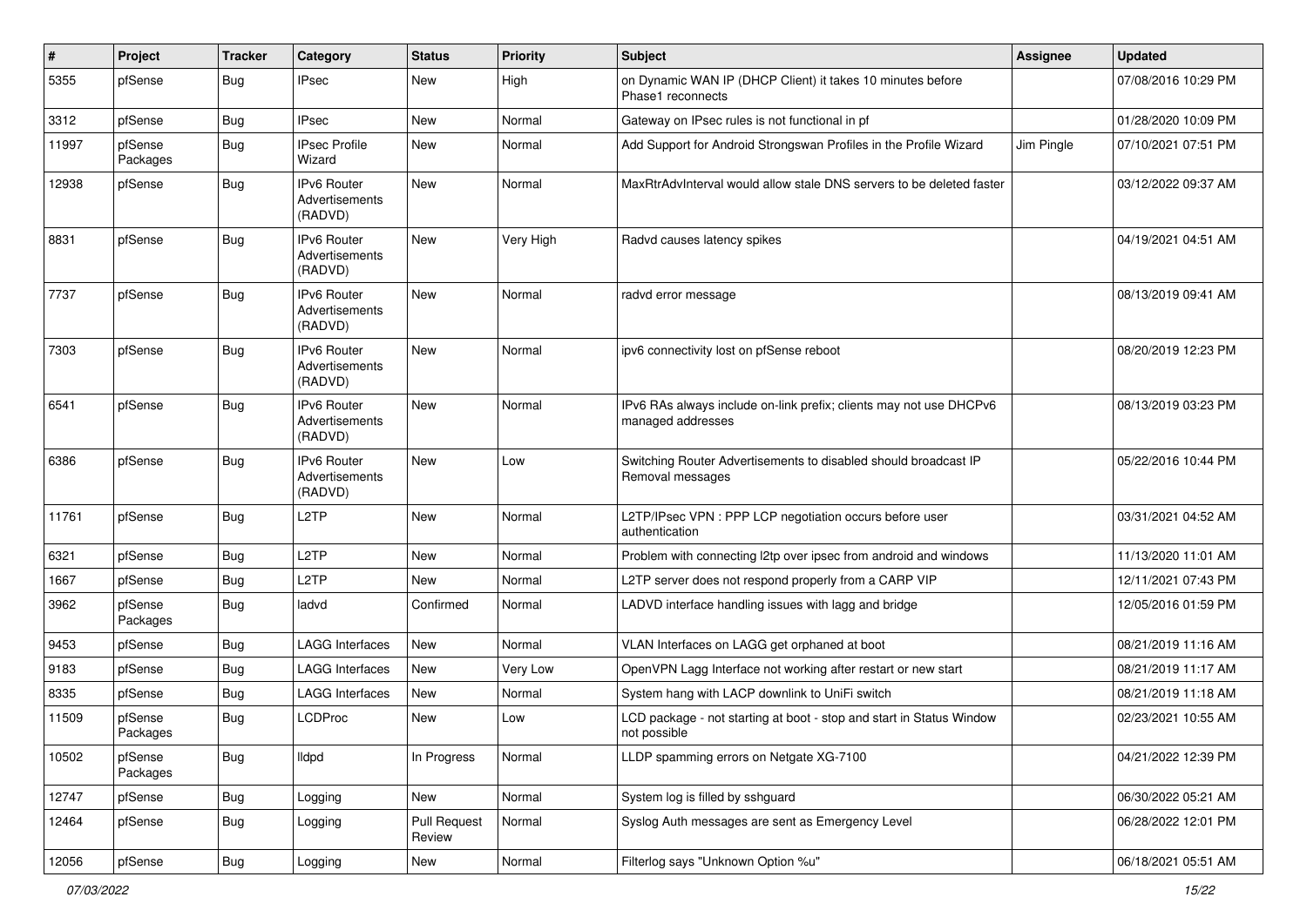| # | Project | Tracker | Category | Status | Priority | Subject | Assignee | Updated |
|---|---|---|---|---|---|---|---|---|
| 5355 | pfSense | Bug | IPsec | New | High | on Dynamic WAN IP (DHCP Client) it takes 10 minutes before Phase1 reconnects | | 07/08/2016 10:29 PM |
| 3312 | pfSense | Bug | IPsec | New | Normal | Gateway on IPsec rules is not functional in pf | | 01/28/2020 10:09 PM |
| 11997 | pfSense Packages | Bug | IPsec Profile Wizard | New | Normal | Add Support for Android Strongswan Profiles in the Profile Wizard | Jim Pingle | 07/10/2021 07:51 PM |
| 12938 | pfSense | Bug | IPv6 Router Advertisements (RADVD) | New | Normal | MaxRtrAdvInterval would allow stale DNS servers to be deleted faster | | 03/12/2022 09:37 AM |
| 8831 | pfSense | Bug | IPv6 Router Advertisements (RADVD) | New | Very High | Radvd causes latency spikes | | 04/19/2021 04:51 AM |
| 7737 | pfSense | Bug | IPv6 Router Advertisements (RADVD) | New | Normal | radvd error message | | 08/13/2019 09:41 AM |
| 7303 | pfSense | Bug | IPv6 Router Advertisements (RADVD) | New | Normal | ipv6 connectivity lost on pfSense reboot | | 08/20/2019 12:23 PM |
| 6541 | pfSense | Bug | IPv6 Router Advertisements (RADVD) | New | Normal | IPv6 RAs always include on-link prefix; clients may not use DHCPv6 managed addresses | | 08/13/2019 03:23 PM |
| 6386 | pfSense | Bug | IPv6 Router Advertisements (RADVD) | New | Low | Switching Router Advertisements to disabled should broadcast IP Removal messages | | 05/22/2016 10:44 PM |
| 11761 | pfSense | Bug | L2TP | New | Normal | L2TP/IPsec VPN : PPP LCP negotiation occurs before user authentication | | 03/31/2021 04:52 AM |
| 6321 | pfSense | Bug | L2TP | New | Normal | Problem with connecting l2tp over ipsec from android and windows | | 11/13/2020 11:01 AM |
| 1667 | pfSense | Bug | L2TP | New | Normal | L2TP server does not respond properly from a CARP VIP | | 12/11/2021 07:43 PM |
| 3962 | pfSense Packages | Bug | ladvd | Confirmed | Normal | LADVD interface handling issues with lagg and bridge | | 12/05/2016 01:59 PM |
| 9453 | pfSense | Bug | LAGG Interfaces | New | Normal | VLAN Interfaces on LAGG get orphaned at boot | | 08/21/2019 11:16 AM |
| 9183 | pfSense | Bug | LAGG Interfaces | New | Very Low | OpenVPN Lagg Interface not working after restart or new start | | 08/21/2019 11:17 AM |
| 8335 | pfSense | Bug | LAGG Interfaces | New | Normal | System hang with LACP downlink to UniFi switch | | 08/21/2019 11:18 AM |
| 11509 | pfSense Packages | Bug | LCDProc | New | Low | LCD package - not starting at boot - stop and start in Status Window not possible | | 02/23/2021 10:55 AM |
| 10502 | pfSense Packages | Bug | lldpd | In Progress | Normal | LLDP spamming errors on Netgate XG-7100 | | 04/21/2022 12:39 PM |
| 12747 | pfSense | Bug | Logging | New | Normal | System log is filled by sshguard | | 06/30/2022 05:21 AM |
| 12464 | pfSense | Bug | Logging | Pull Request Review | Normal | Syslog Auth messages are sent as Emergency Level | | 06/28/2022 12:01 PM |
| 12056 | pfSense | Bug | Logging | New | Normal | Filterlog says "Unknown Option %u" | | 06/18/2021 05:51 AM |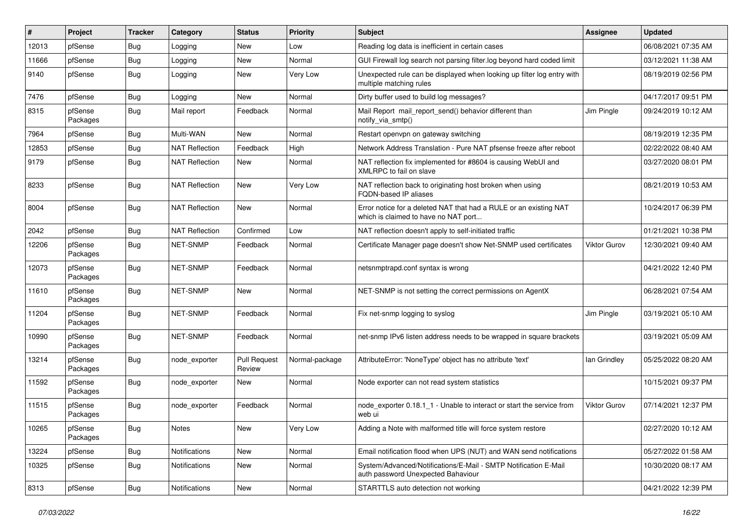| # | Project | Tracker | Category | Status | Priority | Subject | Assignee | Updated |
|---|---|---|---|---|---|---|---|---|
| 12013 | pfSense | Bug | Logging | New | Low | Reading log data is inefficient in certain cases | | 06/08/2021 07:35 AM |
| 11666 | pfSense | Bug | Logging | New | Normal | GUI Firewall log search not parsing filter.log beyond hard coded limit | | 03/12/2021 11:38 AM |
| 9140 | pfSense | Bug | Logging | New | Very Low | Unexpected rule can be displayed when looking up filter log entry with multiple matching rules | | 08/19/2019 02:56 PM |
| 7476 | pfSense | Bug | Logging | New | Normal | Dirty buffer used to build log messages? | | 04/17/2017 09:51 PM |
| 8315 | pfSense Packages | Bug | Mail report | Feedback | Normal | Mail Report mail_report_send() behavior different than notify_via_smtp() | Jim Pingle | 09/24/2019 10:12 AM |
| 7964 | pfSense | Bug | Multi-WAN | New | Normal | Restart openvpn on gateway switching | | 08/19/2019 12:35 PM |
| 12853 | pfSense | Bug | NAT Reflection | Feedback | High | Network Address Translation - Pure NAT pfsense freeze after reboot | | 02/22/2022 08:40 AM |
| 9179 | pfSense | Bug | NAT Reflection | New | Normal | NAT reflection fix implemented for #8604 is causing WebUI and XMLRPC to fail on slave | | 03/27/2020 08:01 PM |
| 8233 | pfSense | Bug | NAT Reflection | New | Very Low | NAT reflection back to originating host broken when using FQDN-based IP aliases | | 08/21/2019 10:53 AM |
| 8004 | pfSense | Bug | NAT Reflection | New | Normal | Error notice for a deleted NAT that had a RULE or an existing NAT which is claimed to have no NAT port... | | 10/24/2017 06:39 PM |
| 2042 | pfSense | Bug | NAT Reflection | Confirmed | Low | NAT reflection doesn't apply to self-initiated traffic | | 01/21/2021 10:38 PM |
| 12206 | pfSense Packages | Bug | NET-SNMP | Feedback | Normal | Certificate Manager page doesn't show Net-SNMP used certificates | Viktor Gurov | 12/30/2021 09:40 AM |
| 12073 | pfSense Packages | Bug | NET-SNMP | Feedback | Normal | netsnmptrapd.conf syntax is wrong | | 04/21/2022 12:40 PM |
| 11610 | pfSense Packages | Bug | NET-SNMP | New | Normal | NET-SNMP is not setting the correct permissions on AgentX | | 06/28/2021 07:54 AM |
| 11204 | pfSense Packages | Bug | NET-SNMP | Feedback | Normal | Fix net-snmp logging to syslog | Jim Pingle | 03/19/2021 05:10 AM |
| 10990 | pfSense Packages | Bug | NET-SNMP | Feedback | Normal | net-snmp IPv6 listen address needs to be wrapped in square brackets | | 03/19/2021 05:09 AM |
| 13214 | pfSense Packages | Bug | node_exporter | Pull Request Review | Normal-package | AttributeError: 'NoneType' object has no attribute 'text' | Ian Grindley | 05/25/2022 08:20 AM |
| 11592 | pfSense Packages | Bug | node_exporter | New | Normal | Node exporter can not read system statistics | | 10/15/2021 09:37 PM |
| 11515 | pfSense Packages | Bug | node_exporter | Feedback | Normal | node_exporter 0.18.1_1 - Unable to interact or start the service from web ui | Viktor Gurov | 07/14/2021 12:37 PM |
| 10265 | pfSense Packages | Bug | Notes | New | Very Low | Adding a Note with malformed title will force system restore | | 02/27/2020 10:12 AM |
| 13224 | pfSense | Bug | Notifications | New | Normal | Email notification flood when UPS (NUT) and WAN send notifications | | 05/27/2022 01:58 AM |
| 10325 | pfSense | Bug | Notifications | New | Normal | System/Advanced/Notifications/E-Mail - SMTP Notification E-Mail auth password Unexpected Bahaviour | | 10/30/2020 08:17 AM |
| 8313 | pfSense | Bug | Notifications | New | Normal | STARTTLS auto detection not working | | 04/21/2022 12:39 PM |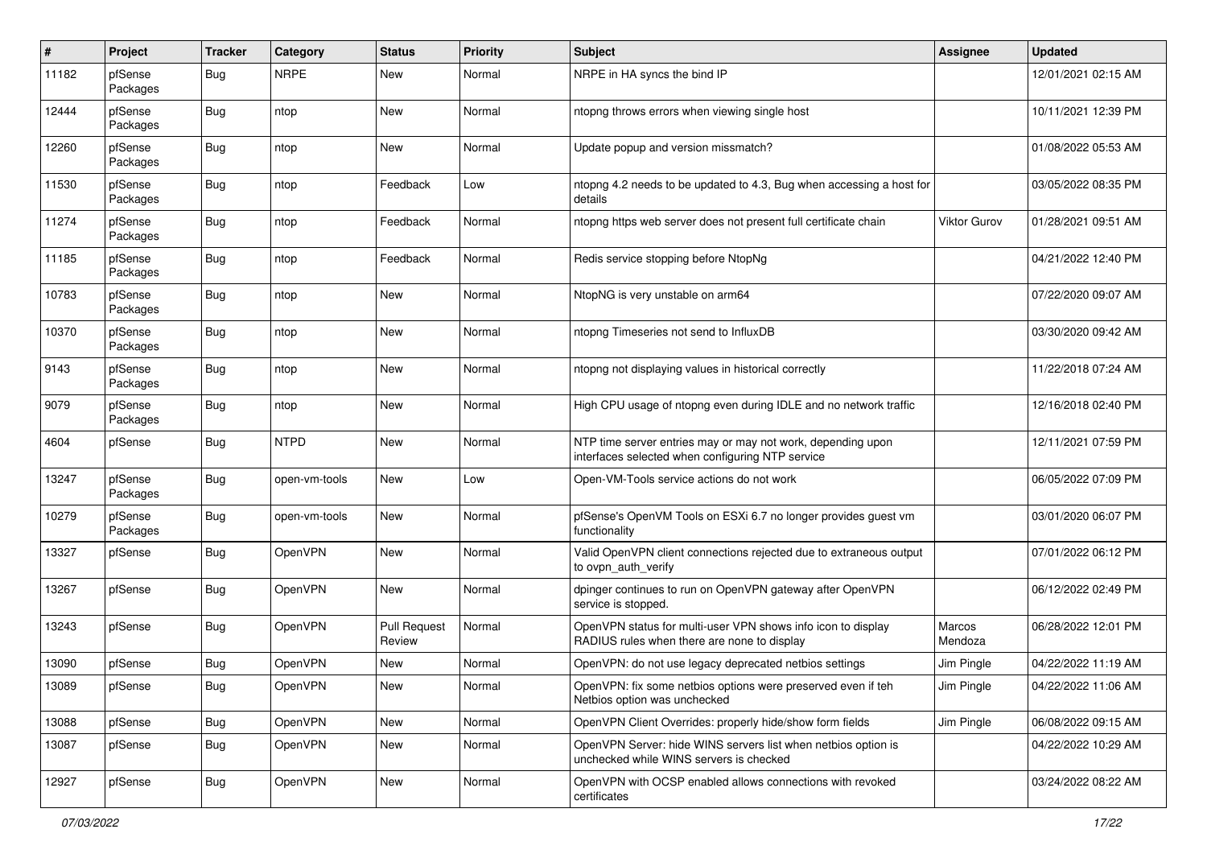| # | Project | Tracker | Category | Status | Priority | Subject | Assignee | Updated |
|---|---|---|---|---|---|---|---|---|
| 11182 | pfSense Packages | Bug | NRPE | New | Normal | NRPE in HA syncs the bind IP | | 12/01/2021 02:15 AM |
| 12444 | pfSense Packages | Bug | ntop | New | Normal | ntopng throws errors when viewing single host | | 10/11/2021 12:39 PM |
| 12260 | pfSense Packages | Bug | ntop | New | Normal | Update popup and version missmatch? | | 01/08/2022 05:53 AM |
| 11530 | pfSense Packages | Bug | ntop | Feedback | Low | ntopng 4.2 needs to be updated to 4.3, Bug when accessing a host for details | | 03/05/2022 08:35 PM |
| 11274 | pfSense Packages | Bug | ntop | Feedback | Normal | ntopng https web server does not present full certificate chain | Viktor Gurov | 01/28/2021 09:51 AM |
| 11185 | pfSense Packages | Bug | ntop | Feedback | Normal | Redis service stopping before NtopNg | | 04/21/2022 12:40 PM |
| 10783 | pfSense Packages | Bug | ntop | New | Normal | NtopNG is very unstable on arm64 | | 07/22/2020 09:07 AM |
| 10370 | pfSense Packages | Bug | ntop | New | Normal | ntopng Timeseries not send to InfluxDB | | 03/30/2020 09:42 AM |
| 9143 | pfSense Packages | Bug | ntop | New | Normal | ntopng not displaying values in historical correctly | | 11/22/2018 07:24 AM |
| 9079 | pfSense Packages | Bug | ntop | New | Normal | High CPU usage of ntopng even during IDLE and no network traffic | | 12/16/2018 02:40 PM |
| 4604 | pfSense | Bug | NTPD | New | Normal | NTP time server entries may or may not work, depending upon interfaces selected when configuring NTP service | | 12/11/2021 07:59 PM |
| 13247 | pfSense Packages | Bug | open-vm-tools | New | Low | Open-VM-Tools service actions do not work | | 06/05/2022 07:09 PM |
| 10279 | pfSense Packages | Bug | open-vm-tools | New | Normal | pfSense's OpenVM Tools on ESXi 6.7 no longer provides guest vm functionality | | 03/01/2020 06:07 PM |
| 13327 | pfSense | Bug | OpenVPN | New | Normal | Valid OpenVPN client connections rejected due to extraneous output to ovpn_auth_verify | | 07/01/2022 06:12 PM |
| 13267 | pfSense | Bug | OpenVPN | New | Normal | dpinger continues to run on OpenVPN gateway after OpenVPN service is stopped. | | 06/12/2022 02:49 PM |
| 13243 | pfSense | Bug | OpenVPN | Pull Request Review | Normal | OpenVPN status for multi-user VPN shows info icon to display RADIUS rules when there are none to display | Marcos Mendoza | 06/28/2022 12:01 PM |
| 13090 | pfSense | Bug | OpenVPN | New | Normal | OpenVPN: do not use legacy deprecated netbios settings | Jim Pingle | 04/22/2022 11:19 AM |
| 13089 | pfSense | Bug | OpenVPN | New | Normal | OpenVPN: fix some netbios options were preserved even if teh Netbios option was unchecked | Jim Pingle | 04/22/2022 11:06 AM |
| 13088 | pfSense | Bug | OpenVPN | New | Normal | OpenVPN Client Overrides: properly hide/show form fields | Jim Pingle | 06/08/2022 09:15 AM |
| 13087 | pfSense | Bug | OpenVPN | New | Normal | OpenVPN Server: hide WINS servers list when netbios option is unchecked while WINS servers is checked | | 04/22/2022 10:29 AM |
| 12927 | pfSense | Bug | OpenVPN | New | Normal | OpenVPN with OCSP enabled allows connections with revoked certificates | | 03/24/2022 08:22 AM |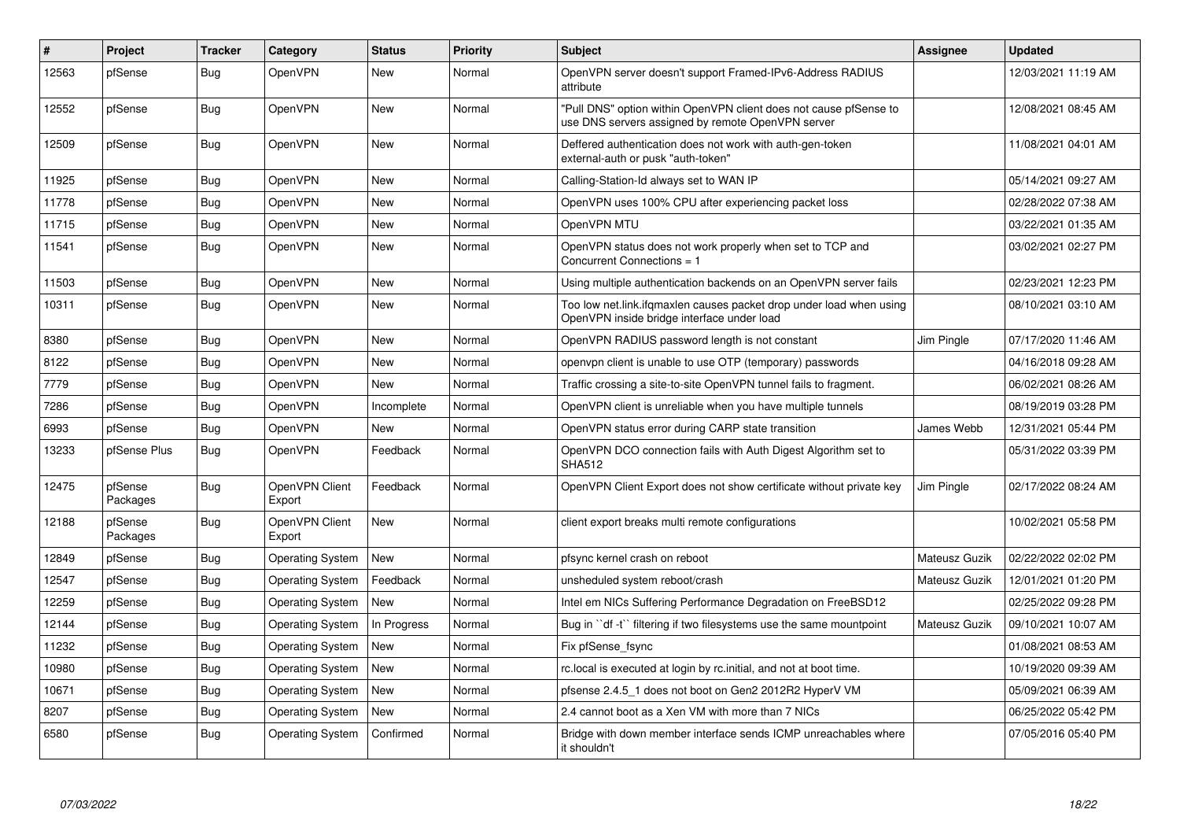| # | Project | Tracker | Category | Status | Priority | Subject | Assignee | Updated |
|---|---|---|---|---|---|---|---|---|
| 12563 | pfSense | Bug | OpenVPN | New | Normal | OpenVPN server doesn't support Framed-IPv6-Address RADIUS attribute | | 12/03/2021 11:19 AM |
| 12552 | pfSense | Bug | OpenVPN | New | Normal | "Pull DNS" option within OpenVPN client does not cause pfSense to use DNS servers assigned by remote OpenVPN server | | 12/08/2021 08:45 AM |
| 12509 | pfSense | Bug | OpenVPN | New | Normal | Deffered authentication does not work with auth-gen-token external-auth or pusk "auth-token" | | 11/08/2021 04:01 AM |
| 11925 | pfSense | Bug | OpenVPN | New | Normal | Calling-Station-Id always set to WAN IP | | 05/14/2021 09:27 AM |
| 11778 | pfSense | Bug | OpenVPN | New | Normal | OpenVPN uses 100% CPU after experiencing packet loss | | 02/28/2022 07:38 AM |
| 11715 | pfSense | Bug | OpenVPN | New | Normal | OpenVPN MTU | | 03/22/2021 01:35 AM |
| 11541 | pfSense | Bug | OpenVPN | New | Normal | OpenVPN status does not work properly when set to TCP and Concurrent Connections = 1 | | 03/02/2021 02:27 PM |
| 11503 | pfSense | Bug | OpenVPN | New | Normal | Using multiple authentication backends on an OpenVPN server fails | | 02/23/2021 12:23 PM |
| 10311 | pfSense | Bug | OpenVPN | New | Normal | Too low net.link.ifqmaxlen causes packet drop under load when using OpenVPN inside bridge interface under load | | 08/10/2021 03:10 AM |
| 8380 | pfSense | Bug | OpenVPN | New | Normal | OpenVPN RADIUS password length is not constant | Jim Pingle | 07/17/2020 11:46 AM |
| 8122 | pfSense | Bug | OpenVPN | New | Normal | openvpn client is unable to use OTP (temporary) passwords | | 04/16/2018 09:28 AM |
| 7779 | pfSense | Bug | OpenVPN | New | Normal | Traffic crossing a site-to-site OpenVPN tunnel fails to fragment. | | 06/02/2021 08:26 AM |
| 7286 | pfSense | Bug | OpenVPN | Incomplete | Normal | OpenVPN client is unreliable when you have multiple tunnels | | 08/19/2019 03:28 PM |
| 6993 | pfSense | Bug | OpenVPN | New | Normal | OpenVPN status error during CARP state transition | James Webb | 12/31/2021 05:44 PM |
| 13233 | pfSense Plus | Bug | OpenVPN | Feedback | Normal | OpenVPN DCO connection fails with Auth Digest Algorithm set to SHA512 | | 05/31/2022 03:39 PM |
| 12475 | pfSense Packages | Bug | OpenVPN Client Export | Feedback | Normal | OpenVPN Client Export does not show certificate without private key | Jim Pingle | 02/17/2022 08:24 AM |
| 12188 | pfSense Packages | Bug | OpenVPN Client Export | New | Normal | client export breaks multi remote configurations | | 10/02/2021 05:58 PM |
| 12849 | pfSense | Bug | Operating System | New | Normal | pfsync kernel crash on reboot | Mateusz Guzik | 02/22/2022 02:02 PM |
| 12547 | pfSense | Bug | Operating System | Feedback | Normal | unsheduled system reboot/crash | Mateusz Guzik | 12/01/2021 01:20 PM |
| 12259 | pfSense | Bug | Operating System | New | Normal | Intel em NICs Suffering Performance Degradation on FreeBSD12 | | 02/25/2022 09:28 PM |
| 12144 | pfSense | Bug | Operating System | In Progress | Normal | Bug in ``df -t`` filtering if two filesystems use the same mountpoint | Mateusz Guzik | 09/10/2021 10:07 AM |
| 11232 | pfSense | Bug | Operating System | New | Normal | Fix pfSense_fsync | | 01/08/2021 08:53 AM |
| 10980 | pfSense | Bug | Operating System | New | Normal | rc.local is executed at login by rc.initial, and not at boot time. | | 10/19/2020 09:39 AM |
| 10671 | pfSense | Bug | Operating System | New | Normal | pfsense 2.4.5_1 does not boot on Gen2 2012R2 HyperV VM | | 05/09/2021 06:39 AM |
| 8207 | pfSense | Bug | Operating System | New | Normal | 2.4 cannot boot as a Xen VM with more than 7 NICs | | 06/25/2022 05:42 PM |
| 6580 | pfSense | Bug | Operating System | Confirmed | Normal | Bridge with down member interface sends ICMP unreachables where it shouldn't | | 07/05/2016 05:40 PM |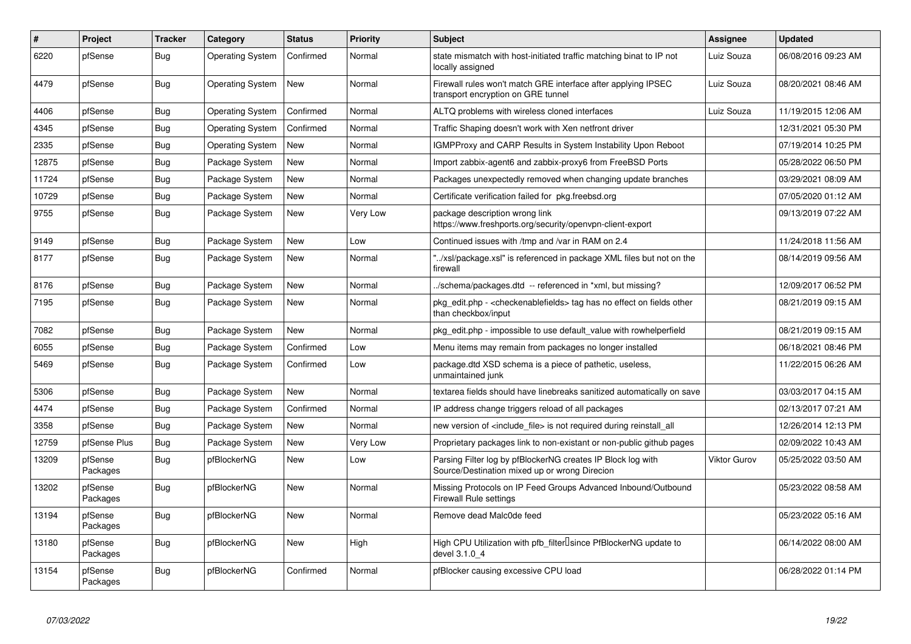| # | Project | Tracker | Category | Status | Priority | Subject | Assignee | Updated |
|---|---|---|---|---|---|---|---|---|
| 6220 | pfSense | Bug | Operating System | Confirmed | Normal | state mismatch with host-initiated traffic matching binat to IP not locally assigned | Luiz Souza | 06/08/2016 09:23 AM |
| 4479 | pfSense | Bug | Operating System | New | Normal | Firewall rules won't match GRE interface after applying IPSEC transport encryption on GRE tunnel | Luiz Souza | 08/20/2021 08:46 AM |
| 4406 | pfSense | Bug | Operating System | Confirmed | Normal | ALTQ problems with wireless cloned interfaces | Luiz Souza | 11/19/2015 12:06 AM |
| 4345 | pfSense | Bug | Operating System | Confirmed | Normal | Traffic Shaping doesn't work with Xen netfront driver | | 12/31/2021 05:30 PM |
| 2335 | pfSense | Bug | Operating System | New | Normal | IGMPProxy and CARP Results in System Instability Upon Reboot | | 07/19/2014 10:25 PM |
| 12875 | pfSense | Bug | Package System | New | Normal | Import zabbix-agent6 and zabbix-proxy6 from FreeBSD Ports | | 05/28/2022 06:50 PM |
| 11724 | pfSense | Bug | Package System | New | Normal | Packages unexpectedly removed when changing update branches | | 03/29/2021 08:09 AM |
| 10729 | pfSense | Bug | Package System | New | Normal | Certificate verification failed for pkg.freebsd.org | | 07/05/2020 01:12 AM |
| 9755 | pfSense | Bug | Package System | New | Very Low | package description wrong link https://www.freshports.org/security/openvpn-client-export | | 09/13/2019 07:22 AM |
| 9149 | pfSense | Bug | Package System | New | Low | Continued issues with /tmp and /var in RAM on 2.4 | | 11/24/2018 11:56 AM |
| 8177 | pfSense | Bug | Package System | New | Normal | "../xsl/package.xsl" is referenced in package XML files but not on the firewall | | 08/14/2019 09:56 AM |
| 8176 | pfSense | Bug | Package System | New | Normal | ../schema/packages.dtd -- referenced in *xml, but missing? | | 12/09/2017 06:52 PM |
| 7195 | pfSense | Bug | Package System | New | Normal | pkg_edit.php - <checkenablefields> tag has no effect on fields other than checkbox/input | | 08/21/2019 09:15 AM |
| 7082 | pfSense | Bug | Package System | New | Normal | pkg_edit.php - impossible to use default_value with rowhelperfield | | 08/21/2019 09:15 AM |
| 6055 | pfSense | Bug | Package System | Confirmed | Low | Menu items may remain from packages no longer installed | | 06/18/2021 08:46 PM |
| 5469 | pfSense | Bug | Package System | Confirmed | Low | package.dtd XSD schema is a piece of pathetic, useless, unmaintained junk | | 11/22/2015 06:26 AM |
| 5306 | pfSense | Bug | Package System | New | Normal | textarea fields should have linebreaks sanitized automatically on save | | 03/03/2017 04:15 AM |
| 4474 | pfSense | Bug | Package System | Confirmed | Normal | IP address change triggers reload of all packages | | 02/13/2017 07:21 AM |
| 3358 | pfSense | Bug | Package System | New | Normal | new version of <include_file> is not required during reinstall_all | | 12/26/2014 12:13 PM |
| 12759 | pfSense Plus | Bug | Package System | New | Very Low | Proprietary packages link to non-existant or non-public github pages | | 02/09/2022 10:43 AM |
| 13209 | pfSense Packages | Bug | pfBlockerNG | New | Low | Parsing Filter log by pfBlockerNG creates IP Block log with Source/Destination mixed up or wrong Direcion | Viktor Gurov | 05/25/2022 03:50 AM |
| 13202 | pfSense Packages | Bug | pfBlockerNG | New | Normal | Missing Protocols on IP Feed Groups Advanced Inbound/Outbound Firewall Rule settings | | 05/23/2022 08:58 AM |
| 13194 | pfSense Packages | Bug | pfBlockerNG | New | Normal | Remove dead Malc0de feed | | 05/23/2022 05:16 AM |
| 13180 | pfSense Packages | Bug | pfBlockerNG | New | High | High CPU Utilization with pfb_filter since PfBlockerNG update to devel 3.1.0_4 | | 06/14/2022 08:00 AM |
| 13154 | pfSense Packages | Bug | pfBlockerNG | Confirmed | Normal | pfBlocker causing excessive CPU load | | 06/28/2022 01:14 PM |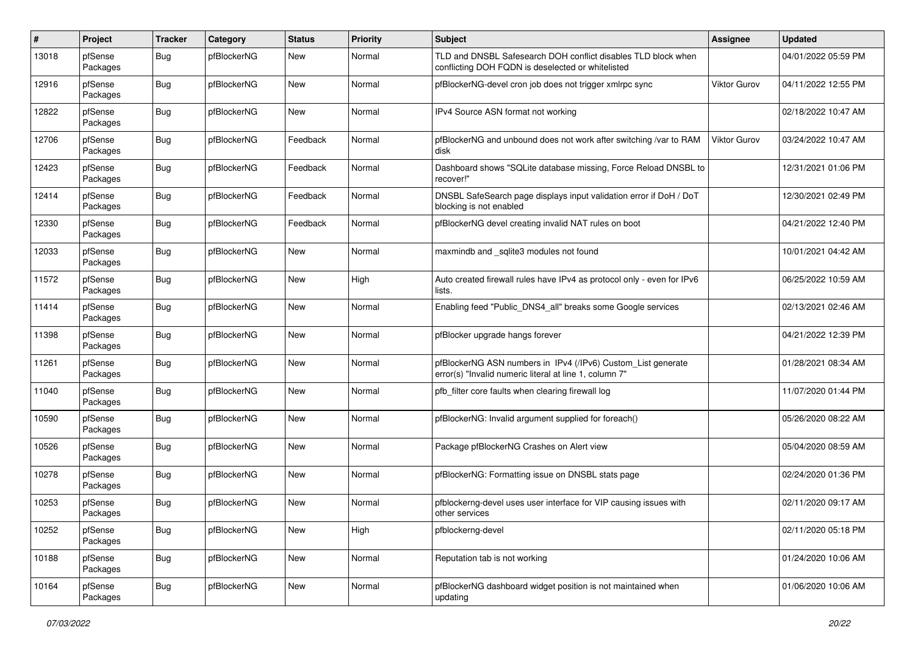| # | Project | Tracker | Category | Status | Priority | Subject | Assignee | Updated |
|---|---|---|---|---|---|---|---|---|
| 13018 | pfSense Packages | Bug | pfBlockerNG | New | Normal | TLD and DNSBL Safesearch DOH conflict disables TLD block when conflicting DOH FQDN is deselected or whitelisted | | 04/01/2022 05:59 PM |
| 12916 | pfSense Packages | Bug | pfBlockerNG | New | Normal | pfBlockerNG-devel cron job does not trigger xmlrpc sync | Viktor Gurov | 04/11/2022 12:55 PM |
| 12822 | pfSense Packages | Bug | pfBlockerNG | New | Normal | IPv4 Source ASN format not working | | 02/18/2022 10:47 AM |
| 12706 | pfSense Packages | Bug | pfBlockerNG | Feedback | Normal | pfBlockerNG and unbound does not work after switching /var to RAM disk | Viktor Gurov | 03/24/2022 10:47 AM |
| 12423 | pfSense Packages | Bug | pfBlockerNG | Feedback | Normal | Dashboard shows "SQLite database missing, Force Reload DNSBL to recover!" | | 12/31/2021 01:06 PM |
| 12414 | pfSense Packages | Bug | pfBlockerNG | Feedback | Normal | DNSBL SafeSearch page displays input validation error if DoH / DoT blocking is not enabled | | 12/30/2021 02:49 PM |
| 12330 | pfSense Packages | Bug | pfBlockerNG | Feedback | Normal | pfBlockerNG devel creating invalid NAT rules on boot | | 04/21/2022 12:40 PM |
| 12033 | pfSense Packages | Bug | pfBlockerNG | New | Normal | maxmindb and _sqlite3 modules not found | | 10/01/2021 04:42 AM |
| 11572 | pfSense Packages | Bug | pfBlockerNG | New | High | Auto created firewall rules have IPv4 as protocol only - even for IPv6 lists. | | 06/25/2022 10:59 AM |
| 11414 | pfSense Packages | Bug | pfBlockerNG | New | Normal | Enabling feed "Public_DNS4_all" breaks some Google services | | 02/13/2021 02:46 AM |
| 11398 | pfSense Packages | Bug | pfBlockerNG | New | Normal | pfBlocker upgrade hangs forever | | 04/21/2022 12:39 PM |
| 11261 | pfSense Packages | Bug | pfBlockerNG | New | Normal | pfBlockerNG ASN numbers in IPv4 (/IPv6) Custom_List generate error(s) "Invalid numeric literal at line 1, column 7" | | 01/28/2021 08:34 AM |
| 11040 | pfSense Packages | Bug | pfBlockerNG | New | Normal | pfb_filter core faults when clearing firewall log | | 11/07/2020 01:44 PM |
| 10590 | pfSense Packages | Bug | pfBlockerNG | New | Normal | pfBlockerNG: Invalid argument supplied for foreach() | | 05/26/2020 08:22 AM |
| 10526 | pfSense Packages | Bug | pfBlockerNG | New | Normal | Package pfBlockerNG Crashes on Alert view | | 05/04/2020 08:59 AM |
| 10278 | pfSense Packages | Bug | pfBlockerNG | New | Normal | pfBlockerNG: Formatting issue on DNSBL stats page | | 02/24/2020 01:36 PM |
| 10253 | pfSense Packages | Bug | pfBlockerNG | New | Normal | pfblockerng-devel uses user interface for VIP causing issues with other services | | 02/11/2020 09:17 AM |
| 10252 | pfSense Packages | Bug | pfBlockerNG | New | High | pfblockerng-devel | | 02/11/2020 05:18 PM |
| 10188 | pfSense Packages | Bug | pfBlockerNG | New | Normal | Reputation tab is not working | | 01/24/2020 10:06 AM |
| 10164 | pfSense Packages | Bug | pfBlockerNG | New | Normal | pfBlockerNG dashboard widget position is not maintained when updating | | 01/06/2020 10:06 AM |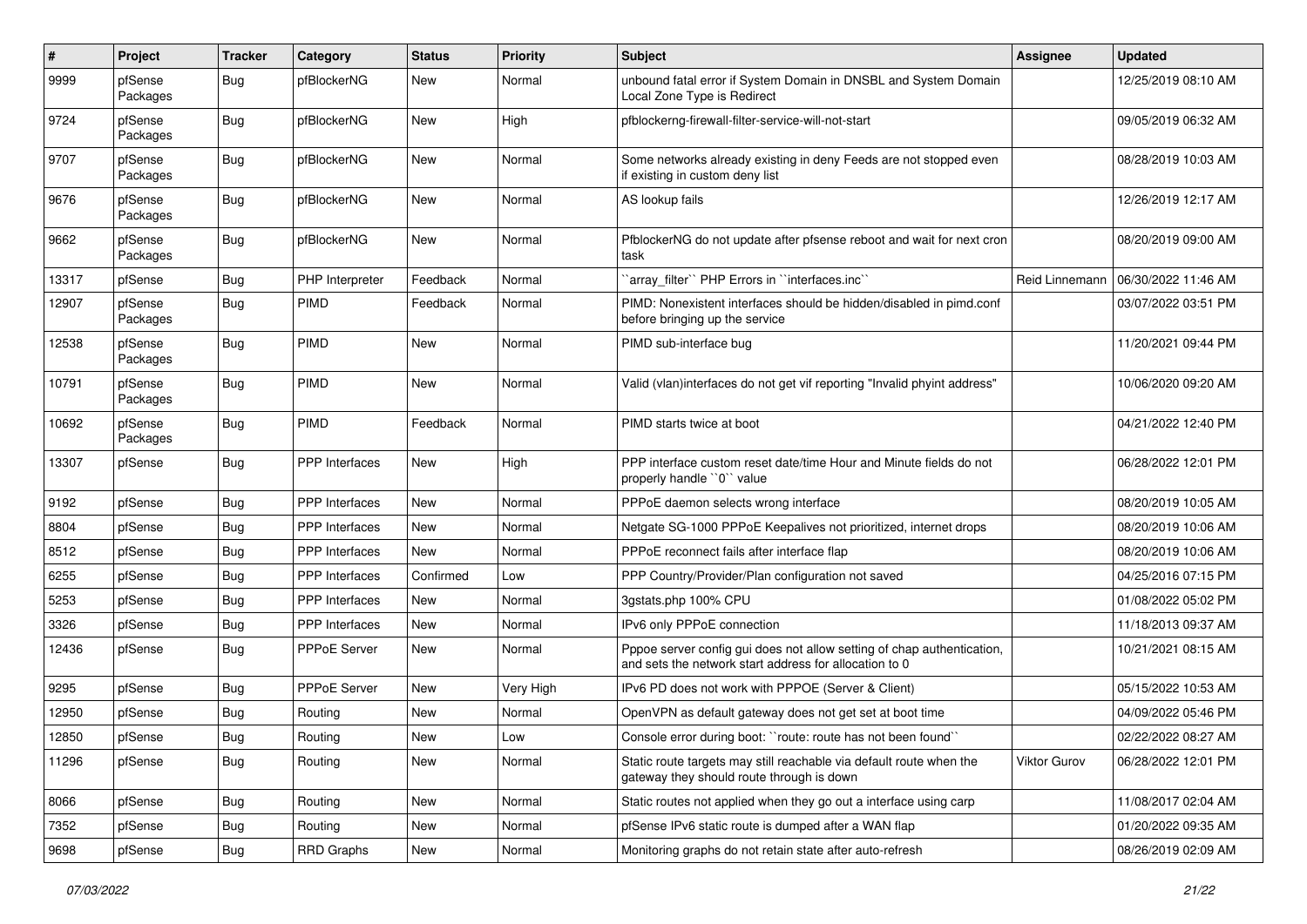| # | Project | Tracker | Category | Status | Priority | Subject | Assignee | Updated |
|---|---|---|---|---|---|---|---|---|
| 9999 | pfSense Packages | Bug | pfBlockerNG | New | Normal | unbound fatal error if System Domain in DNSBL and System Domain Local Zone Type is Redirect | | 12/25/2019 08:10 AM |
| 9724 | pfSense Packages | Bug | pfBlockerNG | New | High | pfblockerng-firewall-filter-service-will-not-start | | 09/05/2019 06:32 AM |
| 9707 | pfSense Packages | Bug | pfBlockerNG | New | Normal | Some networks already existing in deny Feeds are not stopped even if existing in custom deny list | | 08/28/2019 10:03 AM |
| 9676 | pfSense Packages | Bug | pfBlockerNG | New | Normal | AS lookup fails | | 12/26/2019 12:17 AM |
| 9662 | pfSense Packages | Bug | pfBlockerNG | New | Normal | PfblockerNG do not update after pfsense reboot and wait for next cron task | | 08/20/2019 09:00 AM |
| 13317 | pfSense | Bug | PHP Interpreter | Feedback | Normal | ``array_filter`` PHP Errors in ``interfaces.inc`` | Reid Linnemann | 06/30/2022 11:46 AM |
| 12907 | pfSense Packages | Bug | PIMD | Feedback | Normal | PIMD: Nonexistent interfaces should be hidden/disabled in pimd.conf before bringing up the service | | 03/07/2022 03:51 PM |
| 12538 | pfSense Packages | Bug | PIMD | New | Normal | PIMD sub-interface bug | | 11/20/2021 09:44 PM |
| 10791 | pfSense Packages | Bug | PIMD | New | Normal | Valid (vlan)interfaces do not get vif reporting "Invalid phyint address" | | 10/06/2020 09:20 AM |
| 10692 | pfSense Packages | Bug | PIMD | Feedback | Normal | PIMD starts twice at boot | | 04/21/2022 12:40 PM |
| 13307 | pfSense | Bug | PPP Interfaces | New | High | PPP interface custom reset date/time Hour and Minute fields do not properly handle ``0`` value | | 06/28/2022 12:01 PM |
| 9192 | pfSense | Bug | PPP Interfaces | New | Normal | PPPoE daemon selects wrong interface | | 08/20/2019 10:05 AM |
| 8804 | pfSense | Bug | PPP Interfaces | New | Normal | Netgate SG-1000 PPPoE Keepalives not prioritized, internet drops | | 08/20/2019 10:06 AM |
| 8512 | pfSense | Bug | PPP Interfaces | New | Normal | PPPoE reconnect fails after interface flap | | 08/20/2019 10:06 AM |
| 6255 | pfSense | Bug | PPP Interfaces | Confirmed | Low | PPP Country/Provider/Plan configuration not saved | | 04/25/2016 07:15 PM |
| 5253 | pfSense | Bug | PPP Interfaces | New | Normal | 3gstats.php 100% CPU | | 01/08/2022 05:02 PM |
| 3326 | pfSense | Bug | PPP Interfaces | New | Normal | IPv6 only PPPoE connection | | 11/18/2013 09:37 AM |
| 12436 | pfSense | Bug | PPPoE Server | New | Normal | Pppoe server config gui does not allow setting of chap authentication, and sets the network start address for allocation to 0 | | 10/21/2021 08:15 AM |
| 9295 | pfSense | Bug | PPPoE Server | New | Very High | IPv6 PD does not work with PPPOE (Server & Client) | | 05/15/2022 10:53 AM |
| 12950 | pfSense | Bug | Routing | New | Normal | OpenVPN as default gateway does not get set at boot time | | 04/09/2022 05:46 PM |
| 12850 | pfSense | Bug | Routing | New | Low | Console error during boot: ``route: route has not been found`` | | 02/22/2022 08:27 AM |
| 11296 | pfSense | Bug | Routing | New | Normal | Static route targets may still reachable via default route when the gateway they should route through is down | Viktor Gurov | 06/28/2022 12:01 PM |
| 8066 | pfSense | Bug | Routing | New | Normal | Static routes not applied when they go out a interface using carp | | 11/08/2017 02:04 AM |
| 7352 | pfSense | Bug | Routing | New | Normal | pfSense IPv6 static route is dumped after a WAN flap | | 01/20/2022 09:35 AM |
| 9698 | pfSense | Bug | RRD Graphs | New | Normal | Monitoring graphs do not retain state after auto-refresh | | 08/26/2019 02:09 AM |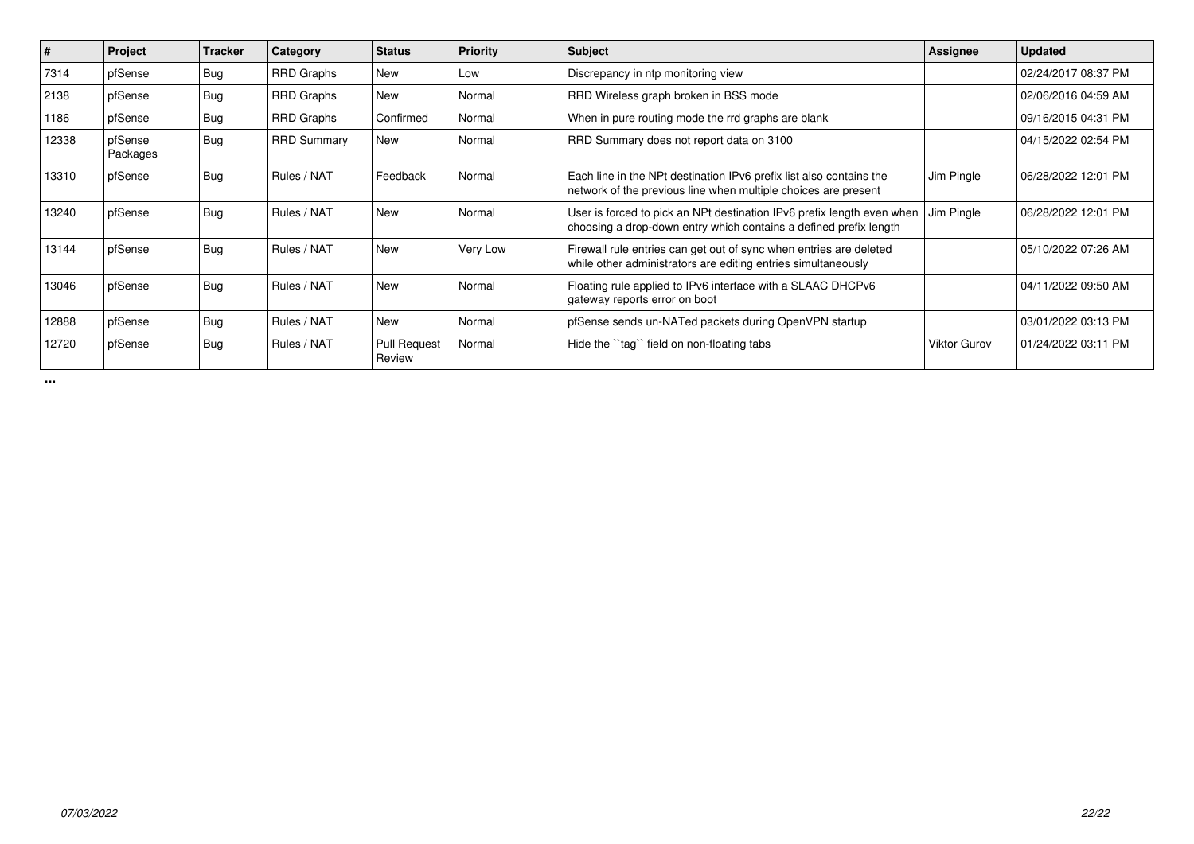| # | Project | Tracker | Category | Status | Priority | Subject | Assignee | Updated |
|---|---|---|---|---|---|---|---|---|
| 7314 | pfSense | Bug | RRD Graphs | New | Low | Discrepancy in ntp monitoring view | | 02/24/2017 08:37 PM |
| 2138 | pfSense | Bug | RRD Graphs | New | Normal | RRD Wireless graph broken in BSS mode | | 02/06/2016 04:59 AM |
| 1186 | pfSense | Bug | RRD Graphs | Confirmed | Normal | When in pure routing mode the rrd graphs are blank | | 09/16/2015 04:31 PM |
| 12338 | pfSense Packages | Bug | RRD Summary | New | Normal | RRD Summary does not report data on 3100 | | 04/15/2022 02:54 PM |
| 13310 | pfSense | Bug | Rules / NAT | Feedback | Normal | Each line in the NPt destination IPv6 prefix list also contains the network of the previous line when multiple choices are present | Jim Pingle | 06/28/2022 12:01 PM |
| 13240 | pfSense | Bug | Rules / NAT | New | Normal | User is forced to pick an NPt destination IPv6 prefix length even when choosing a drop-down entry which contains a defined prefix length | Jim Pingle | 06/28/2022 12:01 PM |
| 13144 | pfSense | Bug | Rules / NAT | New | Very Low | Firewall rule entries can get out of sync when entries are deleted while other administrators are editing entries simultaneously | | 05/10/2022 07:26 AM |
| 13046 | pfSense | Bug | Rules / NAT | New | Normal | Floating rule applied to IPv6 interface with a SLAAC DHCPv6 gateway reports error on boot | | 04/11/2022 09:50 AM |
| 12888 | pfSense | Bug | Rules / NAT | New | Normal | pfSense sends un-NATed packets during OpenVPN startup | | 03/01/2022 03:13 PM |
| 12720 | pfSense | Bug | Rules / NAT | Pull Request Review | Normal | Hide the ``tag`` field on non-floating tabs | Viktor Gurov | 01/24/2022 03:11 PM |

...